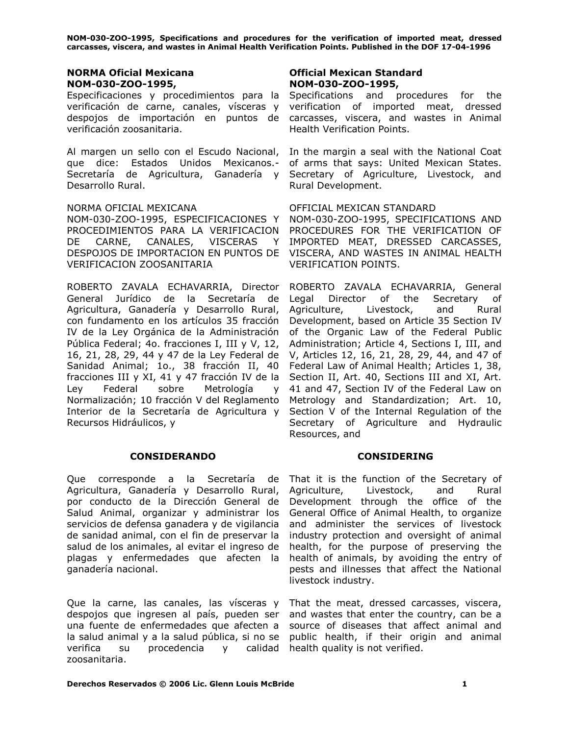## NORMA Oficial Mexicana NOM-030-ZOO-1995,

Especificaciones y procedimientos para la verificación de carne, canales, vísceras y despojos de importación en puntos de verificación zoosanitaria.

Al margen un sello con el Escudo Nacional, que dice: Estados Unidos Mexicanos.- Secretaría de Agricultura, Ganadería y Desarrollo Rural.

NORMA OFICIAL MEXICANA
NOM-030-ZOO-1995, ESPECIFICACIONES Y PROCEDIMIENTOS PARA LA VERIFICACION DE CARNE, CANALES, VISCERAS Y DESPOJOS DE IMPORTACION EN PUNTOS DE VERIFICACION ZOOSANITARIA

ROBERTO ZAVALA ECHAVARRIA, Director General Jurídico de la Secretaría de Agricultura, Ganadería y Desarrollo Rural, con fundamento en los artículos 35 fracción IV de la Ley Orgánica de la Administración Pública Federal; 4o. fracciones I, III y V, 12, 16, 21, 28, 29, 44 y 47 de la Ley Federal de Sanidad Animal; 1o., 38 fracción II, 40 fracciones III y XI, 41 y 47 fracción IV de la Ley Federal sobre Metrología y Normalización; 10 fracción V del Reglamento Interior de la Secretaría de Agricultura y Recursos Hidráulicos, y

### CONSIDERANDO

Que corresponde a la Secretaría de Agricultura, Ganadería y Desarrollo Rural, por conducto de la Dirección General de Salud Animal, organizar y administrar los servicios de defensa ganadera y de vigilancia de sanidad animal, con el fin de preservar la salud de los animales, al evitar el ingreso de plagas y enfermedades que afecten la ganadería nacional.

Que la carne, las canales, las vísceras y despojos que ingresen al país, pueden ser una fuente de enfermedades que afecten a la salud animal y a la salud pública, si no se verifica su procedencia y calidad zoosanitaria.

## Official Mexican Standard NOM-030-ZOO-1995,

Specifications and procedures for the verification of imported meat, dressed carcasses, viscera, and wastes in Animal Health Verification Points.

In the margin a seal with the National Coat of arms that says: United Mexican States. Secretary of Agriculture, Livestock, and Rural Development.

OFFICIAL MEXICAN STANDARD
NOM-030-ZOO-1995, SPECIFICATIONS AND PROCEDURES FOR THE VERIFICATION OF IMPORTED MEAT, DRESSED CARCASSES, VISCERA, AND WASTES IN ANIMAL HEALTH VERIFICATION POINTS.

ROBERTO ZAVALA ECHAVARRIA, General Legal Director of the Secretary of Agriculture, Livestock, and Rural Development, based on Article 35 Section IV of the Organic Law of the Federal Public Administration; Article 4, Sections I, III, and V, Articles 12, 16, 21, 28, 29, 44, and 47 of Federal Law of Animal Health; Articles 1, 38, Section II, Art. 40, Sections III and XI, Art. 41 and 47, Section IV of the Federal Law on Metrology and Standardization; Art. 10, Section V of the Internal Regulation of the Secretary of Agriculture and Hydraulic Resources, and

### CONSIDERING

That it is the function of the Secretary of Agriculture, Livestock, and Rural Development through the office of the General Office of Animal Health, to organize and administer the services of livestock industry protection and oversight of animal health, for the purpose of preserving the health of animals, by avoiding the entry of pests and illnesses that affect the National livestock industry.

That the meat, dressed carcasses, viscera, and wastes that enter the country, can be a source of diseases that affect animal and public health, if their origin and animal health quality is not verified.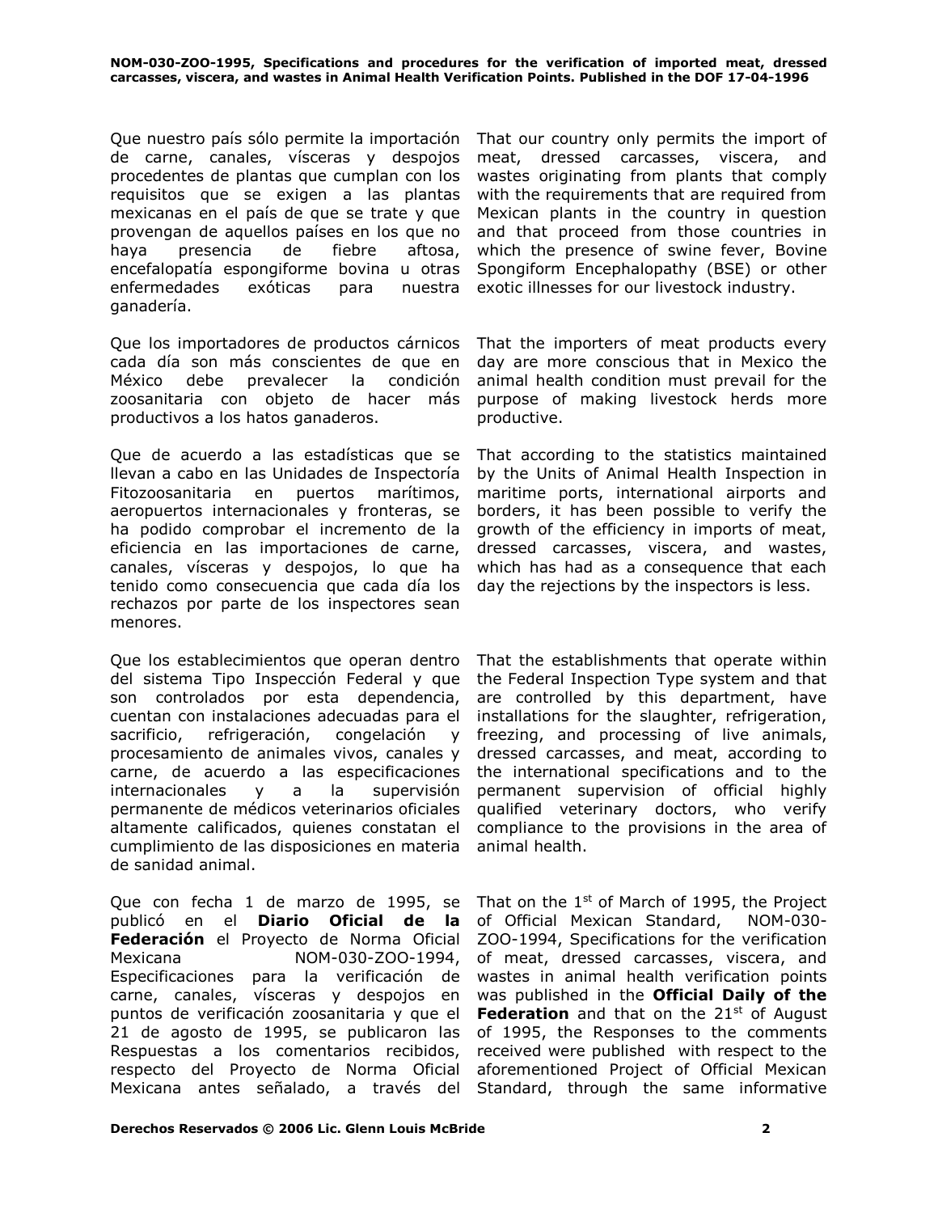Que nuestro país sólo permite la importación de carne, canales, vísceras y despojos procedentes de plantas que cumplan con los requisitos que se exigen a las plantas mexicanas en el país de que se trate y que provengan de aquellos países en los que no haya presencia de fiebre aftosa, encefalopatía espongiforme bovina u otras enfermedades exóticas para nuestra ganadería.

That our country only permits the import of meat, dressed carcasses, viscera, and wastes originating from plants that comply with the requirements that are required from Mexican plants in the country in question and that proceed from those countries in which the presence of swine fever, Bovine Spongiform Encephalopathy (BSE) or other exotic illnesses for our livestock industry.

Que los importadores de productos cárnicos cada día son más conscientes de que en México debe prevalecer la condición zoosanitaria con objeto de hacer más productivos a los hatos ganaderos.

That the importers of meat products every day are more conscious that in Mexico the animal health condition must prevail for the purpose of making livestock herds more productive.

Que de acuerdo a las estadísticas que se llevan a cabo en las Unidades de Inspectoría Fitozoosanitaria en puertos marítimos, aeropuertos internacionales y fronteras, se ha podido comprobar el incremento de la eficiencia en las importaciones de carne, canales, vísceras y despojos, lo que ha tenido como consecuencia que cada día los rechazos por parte de los inspectores sean menores.

That according to the statistics maintained by the Units of Animal Health Inspection in maritime ports, international airports and borders, it has been possible to verify the growth of the efficiency in imports of meat, dressed carcasses, viscera, and wastes, which has had as a consequence that each day the rejections by the inspectors is less.

Que los establecimientos que operan dentro del sistema Tipo Inspección Federal y que son controlados por esta dependencia, cuentan con instalaciones adecuadas para el sacrificio, refrigeración, congelación y procesamiento de animales vivos, canales y carne, de acuerdo a las especificaciones internacionales y a la supervisión permanente de médicos veterinarios oficiales altamente calificados, quienes constatan el cumplimiento de las disposiciones en materia de sanidad animal.

That the establishments that operate within the Federal Inspection Type system and that are controlled by this department, have installations for the slaughter, refrigeration, freezing, and processing of live animals, dressed carcasses, and meat, according to the international specifications and to the permanent supervision of official highly qualified veterinary doctors, who verify compliance to the provisions in the area of animal health.

Que con fecha 1 de marzo de 1995, se publicó en el **Diario Oficial de la Federación** el Proyecto de Norma Oficial Mexicana NOM-030-ZOO-1994, Especificaciones para la verificación de carne, canales, vísceras y despojos en puntos de verificación zoosanitaria y que el 21 de agosto de 1995, se publicaron las Respuestas a los comentarios recibidos, respecto del Proyecto de Norma Oficial Mexicana antes señalado, a través del

That on the 1st of March of 1995, the Project of Official Mexican Standard, NOM-030-ZOO-1994, Specifications for the verification of meat, dressed carcasses, viscera, and wastes in animal health verification points was published in the **Official Daily of the Federation** and that on the 21st of August of 1995, the Responses to the comments received were published with respect to the aforementioned Project of Official Mexican Standard, through the same informative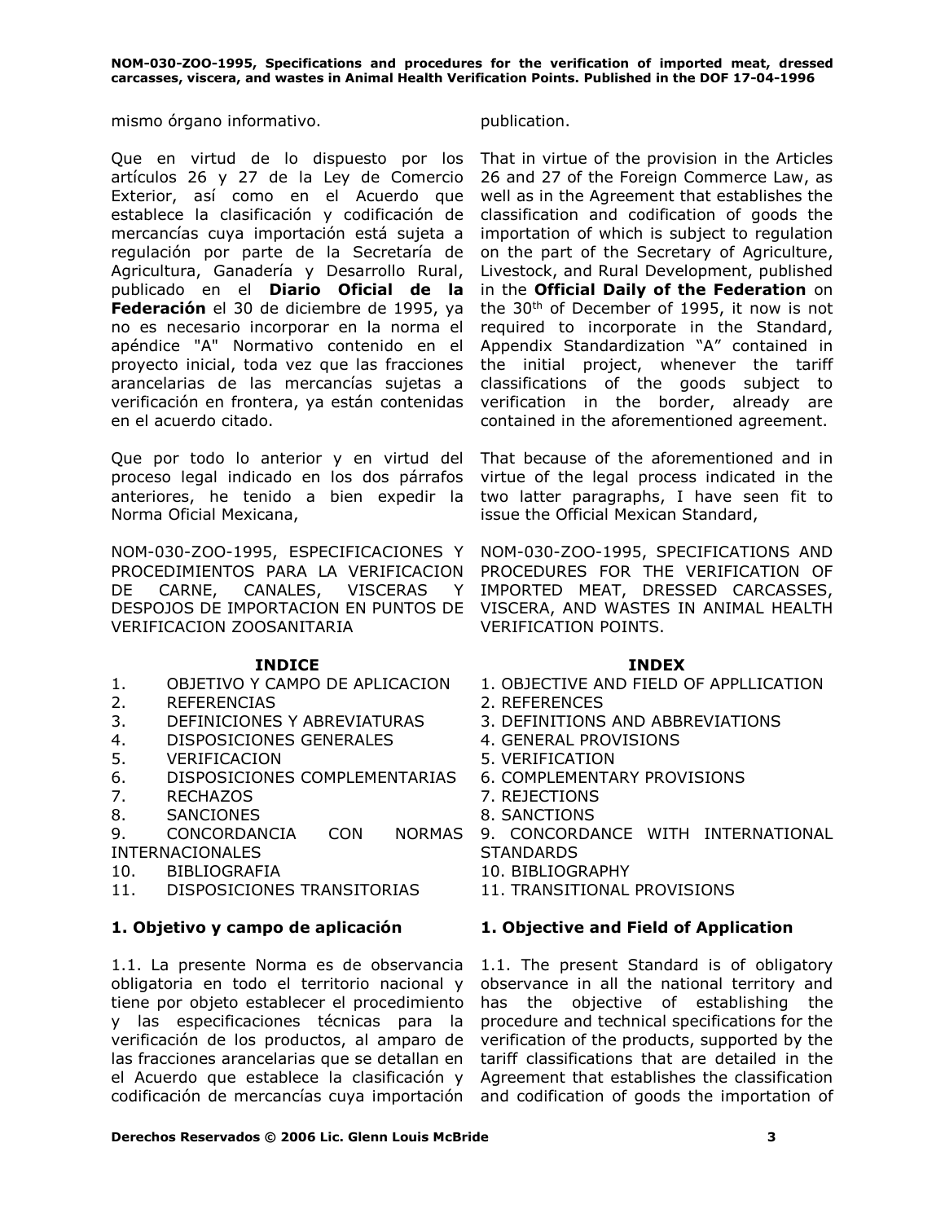mismo órgano informativo.

publication.

Que en virtud de lo dispuesto por los artículos 26 y 27 de la Ley de Comercio Exterior, así como en el Acuerdo que establece la clasificación y codificación de mercancías cuya importación está sujeta a regulación por parte de la Secretaría de Agricultura, Ganadería y Desarrollo Rural, publicado en el **Diario Oficial de la Federación** el 30 de diciembre de 1995, ya no es necesario incorporar en la norma el apéndice "A" Normativo contenido en el proyecto inicial, toda vez que las fracciones arancelarias de las mercancías sujetas a verificación en frontera, ya están contenidas en el acuerdo citado.

That in virtue of the provision in the Articles 26 and 27 of the Foreign Commerce Law, as well as in the Agreement that establishes the classification and codification of goods the importation of which is subject to regulation on the part of the Secretary of Agriculture, Livestock, and Rural Development, published in the **Official Daily of the Federation** on the 30th of December of 1995, it now is not required to incorporate in the Standard, Appendix Standardization "A" contained in the initial project, whenever the tariff classifications of the goods subject to verification in the border, already are contained in the aforementioned agreement.

Que por todo lo anterior y en virtud del proceso legal indicado en los dos párrafos anteriores, he tenido a bien expedir la Norma Oficial Mexicana,

That because of the aforementioned and in virtue of the legal process indicated in the two latter paragraphs, I have seen fit to issue the Official Mexican Standard,

NOM-030-ZOO-1995, ESPECIFICACIONES Y PROCEDIMIENTOS PARA LA VERIFICACION DE CARNE, CANALES, VISCERAS Y DESPOJOS DE IMPORTACION EN PUNTOS DE VERIFICACION ZOOSANITARIA

NOM-030-ZOO-1995, SPECIFICATIONS AND PROCEDURES FOR THE VERIFICATION OF IMPORTED MEAT, DRESSED CARCASSES, VISCERA, AND WASTES IN ANIMAL HEALTH VERIFICATION POINTS.

**INDICE**

1. OBJETIVO Y CAMPO DE APLICACION
2. REFERENCIAS
3. DEFINICIONES Y ABREVIATURAS
4. DISPOSICIONES GENERALES
5. VERIFICACION
6. DISPOSICIONES COMPLEMENTARIAS
7. RECHAZOS
8. SANCIONES
9. CONCORDANCIA CON NORMAS INTERNACIONALES
10. BIBLIOGRAFIA
11. DISPOSICIONES TRANSITORIAS

**INDEX**

1. OBJECTIVE AND FIELD OF APPLLICATION
2. REFERENCES
3. DEFINITIONS AND ABBREVIATIONS
4. GENERAL PROVISIONS
5. VERIFICATION
6. COMPLEMENTARY PROVISIONS
7. REJECTIONS
8. SANCTIONS
9. CONCORDANCE WITH INTERNATIONAL STANDARDS
10. BIBLIOGRAPHY
11. TRANSITIONAL PROVISIONS

## 1. Objetivo y campo de aplicación

1.1. La presente Norma es de observancia obligatoria en todo el territorio nacional y tiene por objeto establecer el procedimiento y las especificaciones técnicas para la verificación de los productos, al amparo de las fracciones arancelarias que se detallan en el Acuerdo que establece la clasificación y codificación de mercancías cuya importación

## 1. Objective and Field of Application

1.1. The present Standard is of obligatory observance in all the national territory and has the objective of establishing the procedure and technical specifications for the verification of the products, supported by the tariff classifications that are detailed in the Agreement that establishes the classification and codification of goods the importation of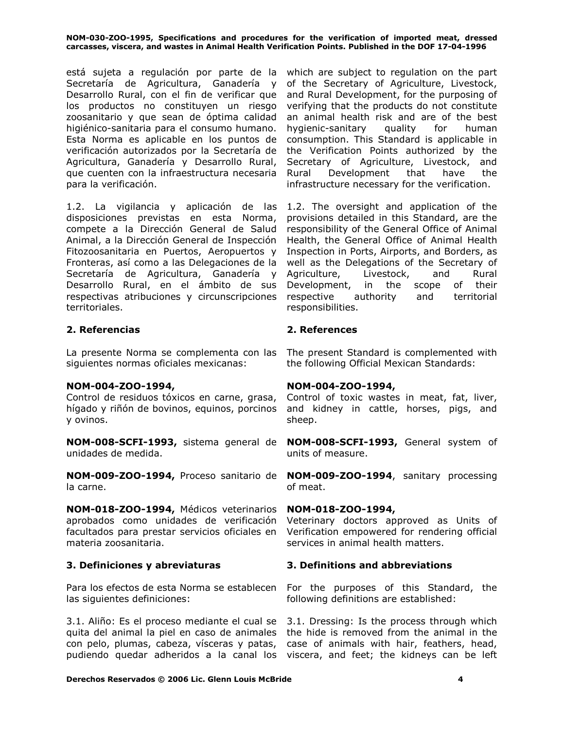está sujeta a regulación por parte de la Secretaría de Agricultura, Ganadería y Desarrollo Rural, con el fin de verificar que los productos no constituyen un riesgo zoosanitario y que sean de óptima calidad higiénico-sanitaria para el consumo humano. Esta Norma es aplicable en los puntos de verificación autorizados por la Secretaría de Agricultura, Ganadería y Desarrollo Rural, que cuenten con la infraestructura necesaria para la verificación.

which are subject to regulation on the part of the Secretary of Agriculture, Livestock, and Rural Development, for the purposing of verifying that the products do not constitute an animal health risk and are of the best hygienic-sanitary quality for human consumption. This Standard is applicable in the Verification Points authorized by the Secretary of Agriculture, Livestock, and Rural Development that have the infrastructure necessary for the verification.

1.2. La vigilancia y aplicación de las disposiciones previstas en esta Norma, compete a la Dirección General de Salud Animal, a la Dirección General de Inspección Fitozoosanitaria en Puertos, Aeropuertos y Fronteras, así como a las Delegaciones de la Secretaría de Agricultura, Ganadería y Desarrollo Rural, en el ámbito de sus respectivas atribuciones y circunscripciones territoriales.

1.2. The oversight and application of the provisions detailed in this Standard, are the responsibility of the General Office of Animal Health, the General Office of Animal Health Inspection in Ports, Airports, and Borders, as well as the Delegations of the Secretary of Agriculture, Livestock, and Rural Development, in the scope of their respective authority and territorial responsibilities.

## 2. Referencias

## 2. References

La presente Norma se complementa con las siguientes normas oficiales mexicanas:

The present Standard is complemented with the following Official Mexican Standards:

**NOM-004-ZOO-1994,**
Control de residuos tóxicos en carne, grasa, hígado y riñón de bovinos, equinos, porcinos y ovinos.

**NOM-004-ZOO-1994,**
Control of toxic wastes in meat, fat, liver, and kidney in cattle, horses, pigs, and sheep.

**NOM-008-SCFI-1993,** sistema general de unidades de medida.

**NOM-008-SCFI-1993,** General system of units of measure.

**NOM-009-ZOO-1994,** Proceso sanitario de la carne.

**NOM-009-ZOO-1994**, sanitary processing of meat.

**NOM-018-ZOO-1994,** Médicos veterinarios aprobados como unidades de verificación facultados para prestar servicios oficiales en materia zoosanitaria.

**NOM-018-ZOO-1994,**
Veterinary doctors approved as Units of Verification empowered for rendering official services in animal health matters.

## 3. Definiciones y abreviaturas

## 3. Definitions and abbreviations

Para los efectos de esta Norma se establecen las siguientes definiciones:

For the purposes of this Standard, the following definitions are established:

3.1. Aliño: Es el proceso mediante el cual se quita del animal la piel en caso de animales con pelo, plumas, cabeza, vísceras y patas, pudiendo quedar adheridos a la canal los

3.1. Dressing: Is the process through which the hide is removed from the animal in the case of animals with hair, feathers, head, viscera, and feet; the kidneys can be left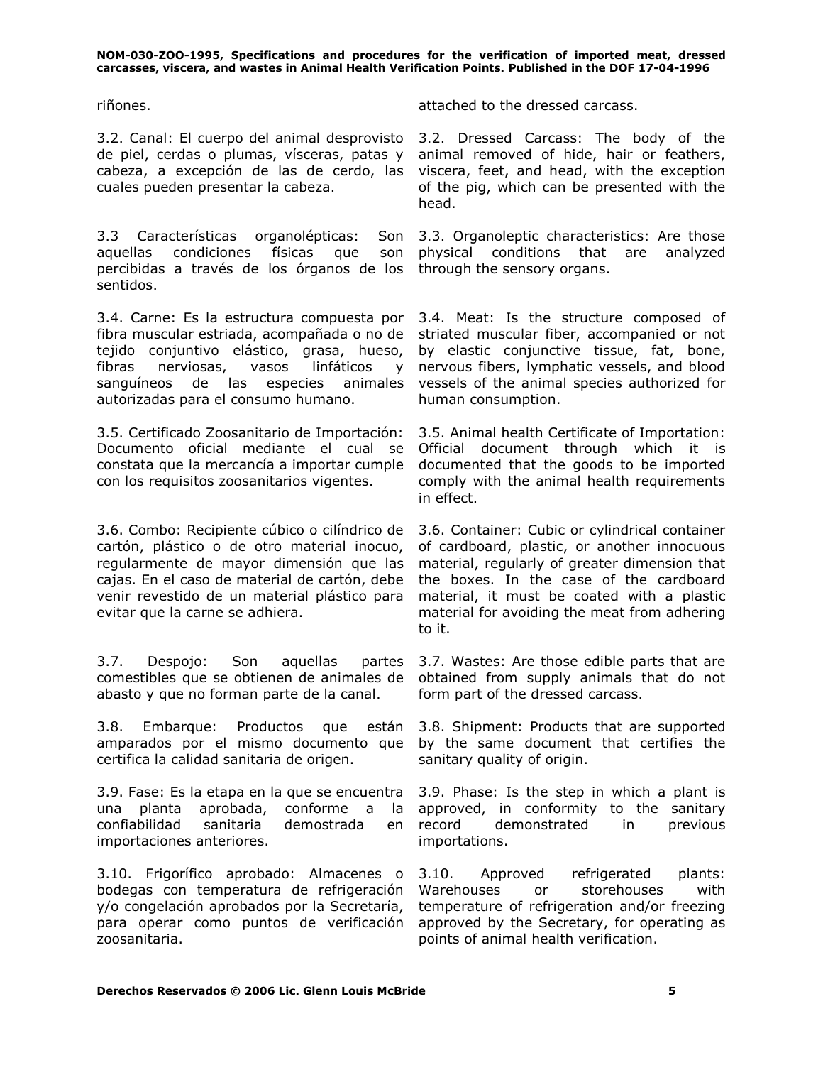| | |
|---|---|
| riñones. | attached to the dressed carcass. |
| 3.2. Canal: El cuerpo del animal desprovisto de piel, cerdas o plumas, vísceras, patas y cabeza, a excepción de las de cerdo, las cuales pueden presentar la cabeza. | 3.2. Dressed Carcass: The body of the animal removed of hide, hair or feathers, viscera, feet, and head, with the exception of the pig, which can be presented with the head. |
| 3.3 Características organolépticas: Son aquellas condiciones físicas que son percibidas a través de los órganos de los sentidos. | 3.3. Organoleptic characteristics: Are those physical conditions that are analyzed through the sensory organs. |
| 3.4. Carne: Es la estructura compuesta por fibra muscular estriada, acompañada o no de tejido conjuntivo elástico, grasa, hueso, fibras nerviosas, vasos linfáticos y sanguíneos de las especies animales autorizadas para el consumo humano. | 3.4. Meat: Is the structure composed of striated muscular fiber, accompanied or not by elastic conjunctive tissue, fat, bone, nervous fibers, lymphatic vessels, and blood vessels of the animal species authorized for human consumption. |
| 3.5. Certificado Zoosanitario de Importación: Documento oficial mediante el cual se constata que la mercancía a importar cumple con los requisitos zoosanitarios vigentes. | 3.5. Animal health Certificate of Importation: Official document through which it is documented that the goods to be imported comply with the animal health requirements in effect. |
| 3.6. Combo: Recipiente cúbico o cilíndrico de cartón, plástico o de otro material inocuo, regularmente de mayor dimensión que las cajas. En el caso de material de cartón, debe venir revestido de un material plástico para evitar que la carne se adhiera. | 3.6. Container: Cubic or cylindrical container of cardboard, plastic, or another innocuous material, regularly of greater dimension that the boxes. In the case of the cardboard material, it must be coated with a plastic material for avoiding the meat from adhering to it. |
| 3.7. Despojo: Son aquellas partes comestibles que se obtienen de animales de abasto y que no forman parte de la canal. | 3.7. Wastes: Are those edible parts that are obtained from supply animals that do not form part of the dressed carcass. |
| 3.8. Embarque: Productos que están amparados por el mismo documento que certifica la calidad sanitaria de origen. | 3.8. Shipment: Products that are supported by the same document that certifies the sanitary quality of origin. |
| 3.9. Fase: Es la etapa en la que se encuentra una planta aprobada, conforme a la confiabilidad sanitaria demostrada en importaciones anteriores. | 3.9. Phase: Is the step in which a plant is approved, in conformity to the sanitary record demonstrated in previous importations. |
| 3.10. Frigorífico aprobado: Almacenes o bodegas con temperatura de refrigeración y/o congelación aprobados por la Secretaría, para operar como puntos de verificación zoosanitaria. | 3.10. Approved refrigerated plants: Warehouses or storehouses with temperature of refrigeration and/or freezing approved by the Secretary, for operating as points of animal health verification. |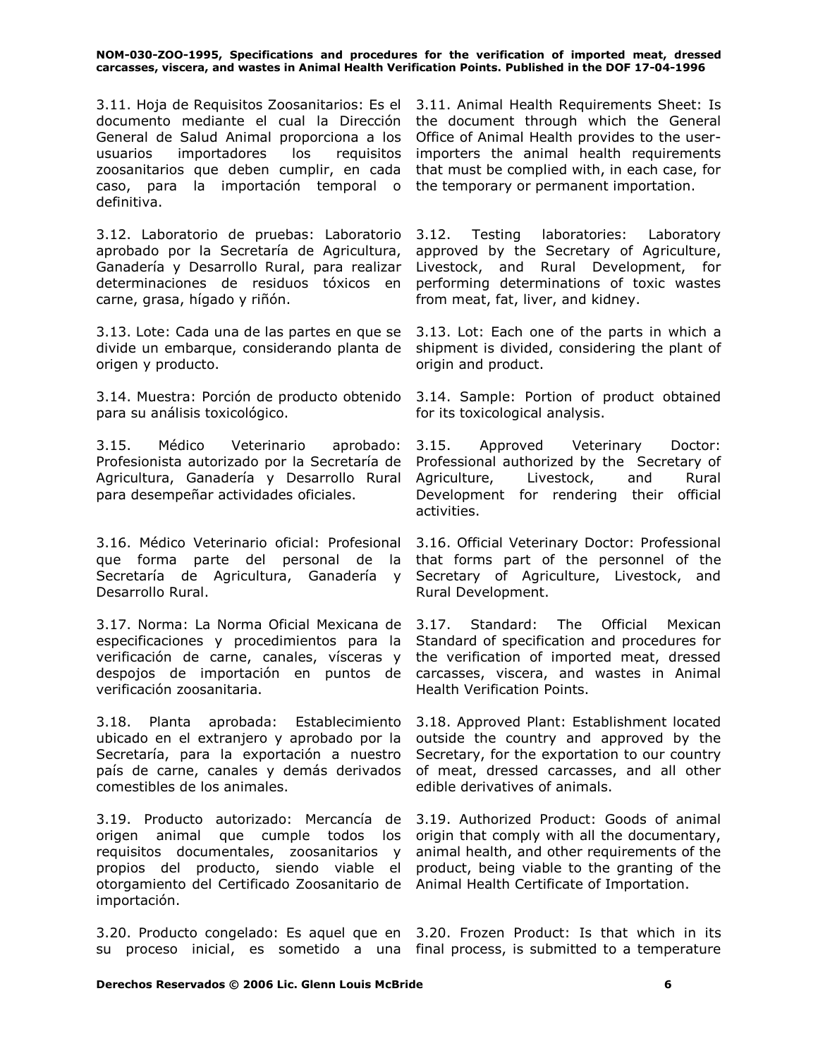| | |
|---|---|
| 3.11. Hoja de Requisitos Zoosanitarios: Es el documento mediante el cual la Dirección General de Salud Animal proporciona a los usuarios importadores los requisitos zoosanitarios que deben cumplir, en cada caso, para la importación temporal o definitiva. | 3.11. Animal Health Requirements Sheet: Is the document through which the General Office of Animal Health provides to the user-importers the animal health requirements that must be complied with, in each case, for the temporary or permanent importation. |
| 3.12. Laboratorio de pruebas: Laboratorio aprobado por la Secretaría de Agricultura, Ganadería y Desarrollo Rural, para realizar determinaciones de residuos tóxicos en carne, grasa, hígado y riñón. | 3.12. Testing laboratories: Laboratory approved by the Secretary of Agriculture, Livestock, and Rural Development, for performing determinations of toxic wastes from meat, fat, liver, and kidney. |
| 3.13. Lote: Cada una de las partes en que se divide un embarque, considerando planta de origen y producto. | 3.13. Lot: Each one of the parts in which a shipment is divided, considering the plant of origin and product. |
| 3.14. Muestra: Porción de producto obtenido para su análisis toxicológico. | 3.14. Sample: Portion of product obtained for its toxicological analysis. |
| 3.15. Médico Veterinario aprobado: Profesionista autorizado por la Secretaría de Agricultura, Ganadería y Desarrollo Rural para desempeñar actividades oficiales. | 3.15. Approved Veterinary Doctor: Professional authorized by the Secretary of Agriculture, Livestock, and Rural Development for rendering their official activities. |
| 3.16. Médico Veterinario oficial: Profesional que forma parte del personal de la Secretaría de Agricultura, Ganadería y Desarrollo Rural. | 3.16. Official Veterinary Doctor: Professional that forms part of the personnel of the Secretary of Agriculture, Livestock, and Rural Development. |
| 3.17. Norma: La Norma Oficial Mexicana de especificaciones y procedimientos para la verificación de carne, canales, vísceras y despojos de importación en puntos de verificación zoosanitaria. | 3.17. Standard: The Official Mexican Standard of specification and procedures for the verification of imported meat, dressed carcasses, viscera, and wastes in Animal Health Verification Points. |
| 3.18. Planta aprobada: Establecimiento ubicado en el extranjero y aprobado por la Secretaría, para la exportación a nuestro país de carne, canales y demás derivados comestibles de los animales. | 3.18. Approved Plant: Establishment located outside the country and approved by the Secretary, for the exportation to our country of meat, dressed carcasses, and all other edible derivatives of animals. |
| 3.19. Producto autorizado: Mercancía de origen animal que cumple todos los requisitos documentales, zoosanitarios y propios del producto, siendo viable el otorgamiento del Certificado Zoosanitario de importación. | 3.19. Authorized Product: Goods of animal origin that comply with all the documentary, animal health, and other requirements of the product, being viable to the granting of the Animal Health Certificate of Importation. |
| 3.20. Producto congelado: Es aquel que en su proceso inicial, es sometido a una | 3.20. Frozen Product: Is that which in its final process, is submitted to a temperature |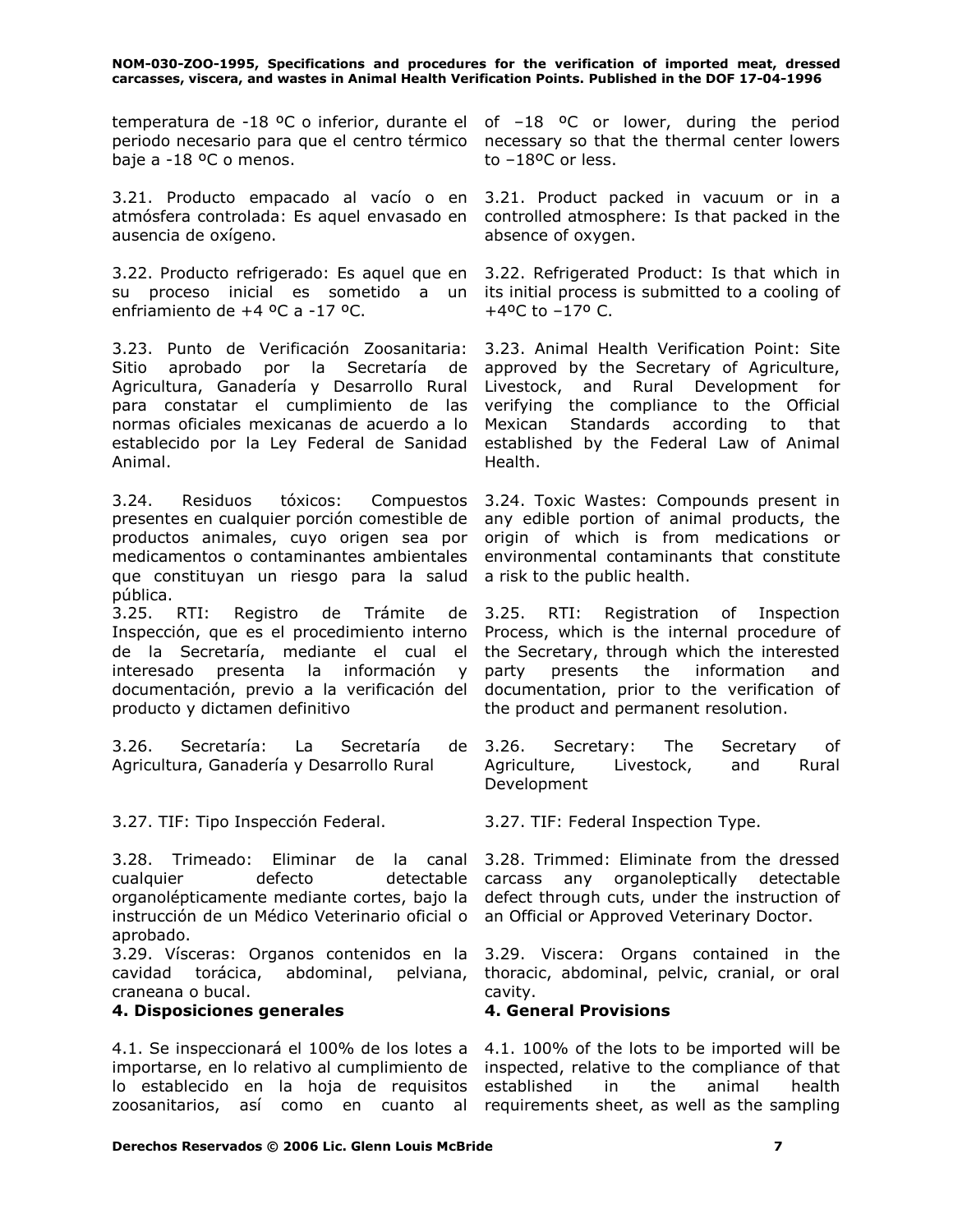| | |
|---|---|
| temperatura de -18 ºC o inferior, durante el periodo necesario para que el centro térmico baje a -18 ºC o menos. | of –18 ºC or lower, during the period necessary so that the thermal center lowers to –18ºC or less. |
| 3.21. Producto empacado al vacío o en atmósfera controlada: Es aquel envasado en ausencia de oxígeno. | 3.21. Product packed in vacuum or in a controlled atmosphere: Is that packed in the absence of oxygen. |
| 3.22. Producto refrigerado: Es aquel que en su proceso inicial es sometido a un enfriamiento de +4 ºC a -17 ºC. | 3.22. Refrigerated Product: Is that which in its initial process is submitted to a cooling of +4ºC to –17º C. |
| 3.23. Punto de Verificación Zoosanitaria: Sitio aprobado por la Secretaría de Agricultura, Ganadería y Desarrollo Rural para constatar el cumplimiento de las normas oficiales mexicanas de acuerdo a lo establecido por la Ley Federal de Sanidad Animal. | 3.23. Animal Health Verification Point: Site approved by the Secretary of Agriculture, Livestock, and Rural Development for verifying the compliance to the Official Mexican Standards according to that established by the Federal Law of Animal Health. |
| 3.24. Residuos tóxicos: Compuestos presentes en cualquier porción comestible de productos animales, cuyo origen sea por medicamentos o contaminantes ambientales que constituyan un riesgo para la salud pública. | 3.24. Toxic Wastes: Compounds present in any edible portion of animal products, the origin of which is from medications or environmental contaminants that constitute a risk to the public health. |
| 3.25. RTI: Registro de Trámite de Inspección, que es el procedimiento interno de la Secretaría, mediante el cual el interesado presenta la información y documentación, previo a la verificación del producto y dictamen definitivo | 3.25. RTI: Registration of Inspection Process, which is the internal procedure of the Secretary, through which the interested party presents the information and documentation, prior to the verification of the product and permanent resolution. |
| 3.26. Secretaría: La Secretaría de Agricultura, Ganadería y Desarrollo Rural | 3.26. Secretary: The Secretary of Agriculture, Livestock, and Rural Development |
| 3.27. TIF: Tipo Inspección Federal. | 3.27. TIF: Federal Inspection Type. |
| 3.28. Trimeado: Eliminar de la canal cualquier defecto detectable organolépticamente mediante cortes, bajo la instrucción de un Médico Veterinario oficial o aprobado. | 3.28. Trimmed: Eliminate from the dressed carcass any organoleptically detectable defect through cuts, under the instruction of an Official or Approved Veterinary Doctor. |
| 3.29. Vísceras: Organos contenidos en la cavidad torácica, abdominal, pelviana, craneana o bucal. | 3.29. Viscera: Organs contained in the thoracic, abdominal, pelvic, cranial, or oral cavity. |
| **4. Disposiciones generales** | **4. General Provisions** |
| 4.1. Se inspeccionará el 100% de los lotes a importarse, en lo relativo al cumplimiento de lo establecido en la hoja de requisitos zoosanitarios, así como en cuanto al | 4.1. 100% of the lots to be imported will be inspected, relative to the compliance of that established in the animal health requirements sheet, as well as the sampling |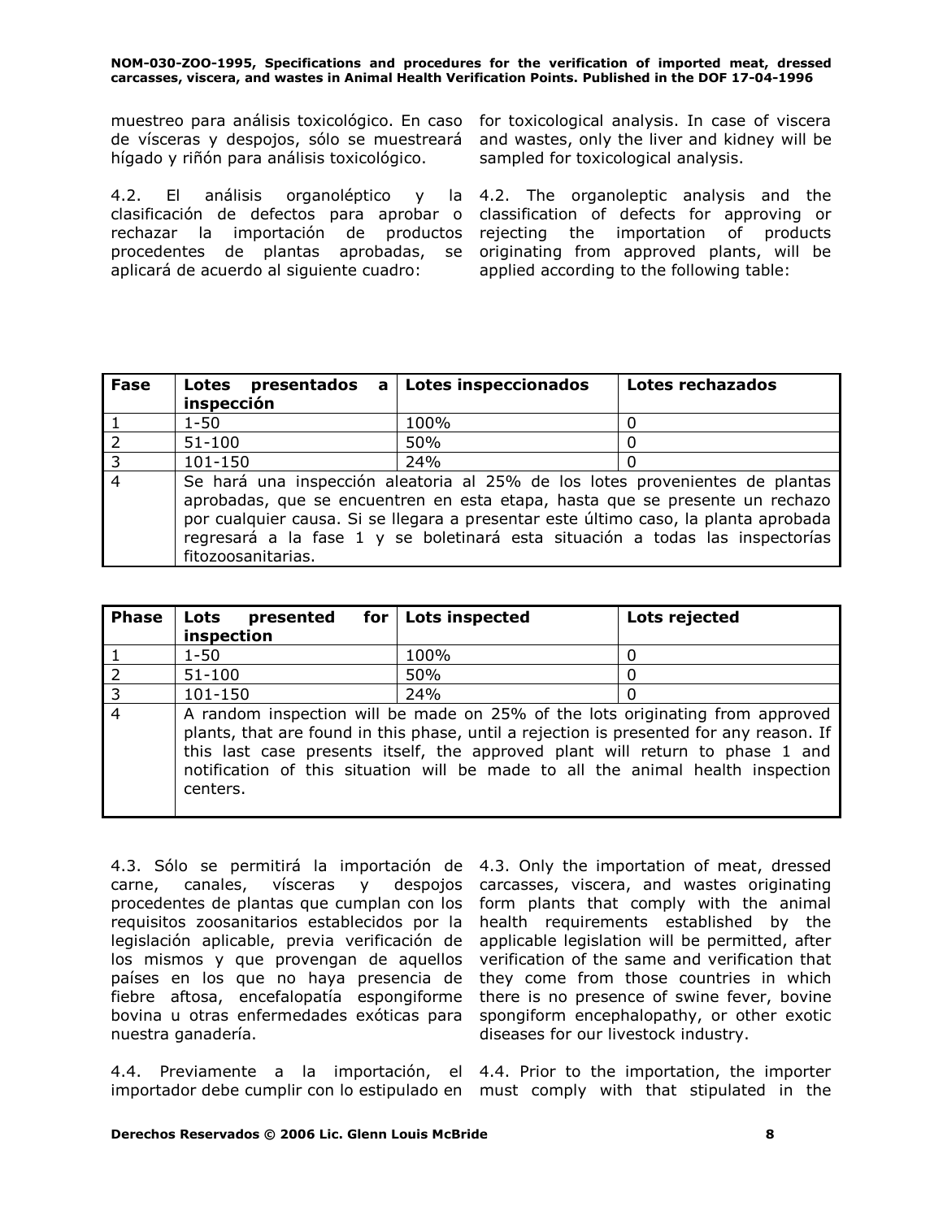muestreo para análisis toxicológico. En caso de vísceras y despojos, sólo se muestreará hígado y riñón para análisis toxicológico.

for toxicological analysis. In case of viscera and wastes, only the liver and kidney will be sampled for toxicological analysis.

4.2. El análisis organoléptico y la clasificación de defectos para aprobar o rechazar la importación de productos procedentes de plantas aprobadas, se aplicará de acuerdo al siguiente cuadro:

4.2. The organoleptic analysis and the classification of defects for approving or rejecting the importation of products originating from approved plants, will be applied according to the following table:

| Fase | Lotes presentados a inspección | Lotes inspeccionados | Lotes rechazados |
|---|---|---|---|
| 1 | 1-50 | 100% | 0 |
| 2 | 51-100 | 50% | 0 |
| 3 | 101-150 | 24% | 0 |
| 4 | Se hará una inspección aleatoria al 25% de los lotes provenientes de plantas aprobadas, que se encuentren en esta etapa, hasta que se presente un rechazo por cualquier causa. Si se llegara a presentar este último caso, la planta aprobada regresará a la fase 1 y se boletinará esta situación a todas las inspectorías fitozoosanitarias. | | |

| Phase | Lots presented for inspection | Lots inspected | Lots rejected |
|---|---|---|---|
| 1 | 1-50 | 100% | 0 |
| 2 | 51-100 | 50% | 0 |
| 3 | 101-150 | 24% | 0 |
| 4 | A random inspection will be made on 25% of the lots originating from approved plants, that are found in this phase, until a rejection is presented for any reason. If this last case presents itself, the approved plant will return to phase 1 and notification of this situation will be made to all the animal health inspection centers. | | |

4.3. Sólo se permitirá la importación de carne, canales, vísceras y despojos procedentes de plantas que cumplan con los requisitos zoosanitarios establecidos por la legislación aplicable, previa verificación de los mismos y que provengan de aquellos países en los que no haya presencia de fiebre aftosa, encefalopatía espongiforme bovina u otras enfermedades exóticas para nuestra ganadería.

4.3. Only the importation of meat, dressed carcasses, viscera, and wastes originating form plants that comply with the animal health requirements established by the applicable legislation will be permitted, after verification of the same and verification that they come from those countries in which there is no presence of swine fever, bovine spongiform encephalopathy, or other exotic diseases for our livestock industry.

4.4. Previamente a la importación, el importador debe cumplir con lo estipulado en

4.4. Prior to the importation, the importer must comply with that stipulated in the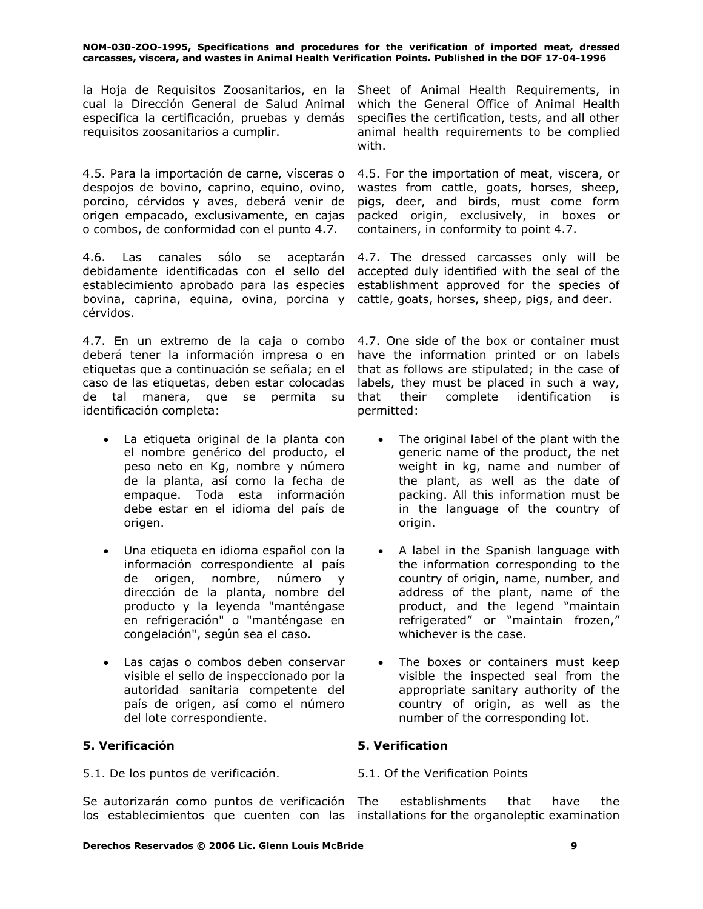la Hoja de Requisitos Zoosanitarios, en la cual la Dirección General de Salud Animal especifica la certificación, pruebas y demás requisitos zoosanitarios a cumplir.

Sheet of Animal Health Requirements, in which the General Office of Animal Health specifies the certification, tests, and all other animal health requirements to be complied with.

4.5. Para la importación de carne, vísceras o despojos de bovino, caprino, equino, ovino, porcino, cérvidos y aves, deberá venir de origen empacado, exclusivamente, en cajas o combos, de conformidad con el punto 4.7.

4.5. For the importation of meat, viscera, or wastes from cattle, goats, horses, sheep, pigs, deer, and birds, must come form packed origin, exclusively, in boxes or containers, in conformity to point 4.7.

4.6. Las canales sólo se aceptarán debidamente identificadas con el sello del establecimiento aprobado para las especies bovina, caprina, equina, ovina, porcina y cérvidos.

4.7. The dressed carcasses only will be accepted duly identified with the seal of the establishment approved for the species of cattle, goats, horses, sheep, pigs, and deer.

4.7. En un extremo de la caja o combo deberá tener la información impresa o en etiquetas que a continuación se señala; en el caso de las etiquetas, deben estar colocadas de tal manera, que se permita su identificación completa:

- La etiqueta original de la planta con el nombre genérico del producto, el peso neto en Kg, nombre y número de la planta, así como la fecha de empaque. Toda esta información debe estar en el idioma del país de origen.
- Una etiqueta en idioma español con la información correspondiente al país de origen, nombre, número y dirección de la planta, nombre del producto y la leyenda "manténgase en refrigeración" o "manténgase en congelación", según sea el caso.
- Las cajas o combos deben conservar visible el sello de inspeccionado por la autoridad sanitaria competente del país de origen, así como el número del lote correspondiente.

4.7. One side of the box or container must have the information printed or on labels that as follows are stipulated; in the case of labels, they must be placed in such a way, that their complete identification is permitted:

- The original label of the plant with the generic name of the product, the net weight in kg, name and number of the plant, as well as the date of packing. All this information must be in the language of the country of origin.
- A label in the Spanish language with the information corresponding to the country of origin, name, number, and address of the plant, name of the product, and the legend "maintain refrigerated" or "maintain frozen," whichever is the case.
- The boxes or containers must keep visible the inspected seal from the appropriate sanitary authority of the country of origin, as well as the number of the corresponding lot.

## 5. Verificación

## 5. Verification

5.1. De los puntos de verificación.

5.1. Of the Verification Points

Se autorizarán como puntos de verificación los establecimientos que cuenten con las

The establishments that have the installations for the organoleptic examination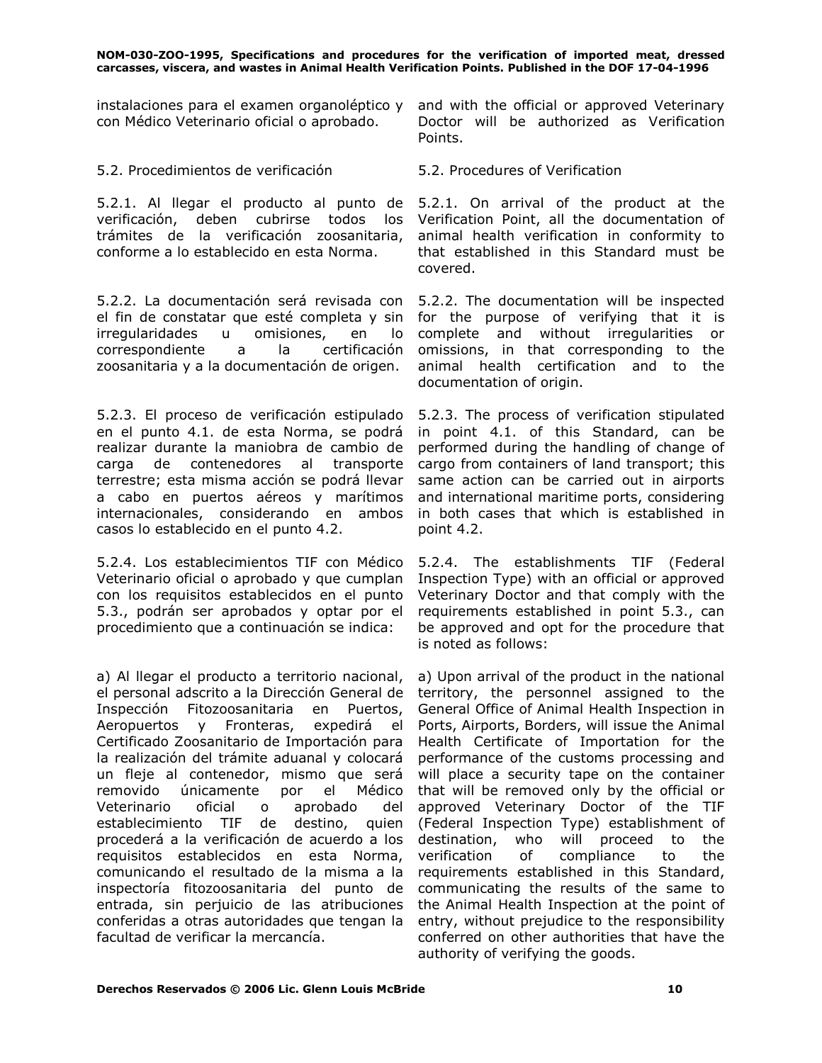instalaciones para el examen organoléptico y con Médico Veterinario oficial o aprobado.

and with the official or approved Veterinary Doctor will be authorized as Verification Points.

5.2. Procedimientos de verificación

5.2. Procedures of Verification

5.2.1. Al llegar el producto al punto de verificación, deben cubrirse todos los trámites de la verificación zoosanitaria, conforme a lo establecido en esta Norma.

5.2.1. On arrival of the product at the Verification Point, all the documentation of animal health verification in conformity to that established in this Standard must be covered.

5.2.2. La documentación será revisada con el fin de constatar que esté completa y sin irregularidades u omisiones, en lo correspondiente a la certificación zoosanitaria y a la documentación de origen.

5.2.2. The documentation will be inspected for the purpose of verifying that it is complete and without irregularities or omissions, in that corresponding to the animal health certification and to the documentation of origin.

5.2.3. El proceso de verificación estipulado en el punto 4.1. de esta Norma, se podrá realizar durante la maniobra de cambio de carga de contenedores al transporte terrestre; esta misma acción se podrá llevar a cabo en puertos aéreos y marítimos internacionales, considerando en ambos casos lo establecido en el punto 4.2.

5.2.3. The process of verification stipulated in point 4.1. of this Standard, can be performed during the handling of change of cargo from containers of land transport; this same action can be carried out in airports and international maritime ports, considering in both cases that which is established in point 4.2.

5.2.4. Los establecimientos TIF con Médico Veterinario oficial o aprobado y que cumplan con los requisitos establecidos en el punto 5.3., podrán ser aprobados y optar por el procedimiento que a continuación se indica:

5.2.4. The establishments TIF (Federal Inspection Type) with an official or approved Veterinary Doctor and that comply with the requirements established in point 5.3., can be approved and opt for the procedure that is noted as follows:

a) Al llegar el producto a territorio nacional, el personal adscrito a la Dirección General de Inspección Fitozoosanitaria en Puertos, Aeropuertos y Fronteras, expedirá el Certificado Zoosanitario de Importación para la realización del trámite aduanal y colocará un fleje al contenedor, mismo que será removido únicamente por el Médico Veterinario oficial o aprobado del establecimiento TIF de destino, quien procederá a la verificación de acuerdo a los requisitos establecidos en esta Norma, comunicando el resultado de la misma a la inspectoría fitozoosanitaria del punto de entrada, sin perjuicio de las atribuciones conferidas a otras autoridades que tengan la facultad de verificar la mercancía.

a) Upon arrival of the product in the national territory, the personnel assigned to the General Office of Animal Health Inspection in Ports, Airports, Borders, will issue the Animal Health Certificate of Importation for the performance of the customs processing and will place a security tape on the container that will be removed only by the official or approved Veterinary Doctor of the TIF (Federal Inspection Type) establishment of destination, who will proceed to the verification of compliance to the requirements established in this Standard, communicating the results of the same to the Animal Health Inspection at the point of entry, without prejudice to the responsibility conferred on other authorities that have the authority of verifying the goods.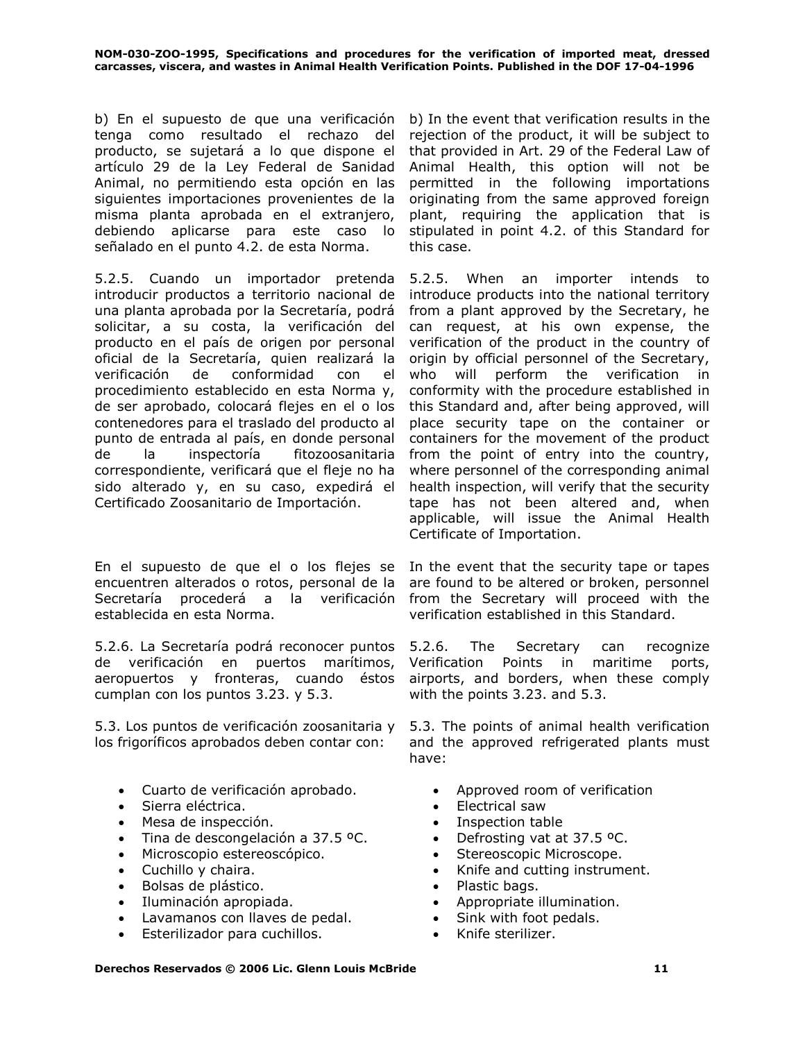b) En el supuesto de que una verificación tenga como resultado el rechazo del producto, se sujetará a lo que dispone el artículo 29 de la Ley Federal de Sanidad Animal, no permitiendo esta opción en las siguientes importaciones provenientes de la misma planta aprobada en el extranjero, debiendo aplicarse para este caso lo señalado en el punto 4.2. de esta Norma.

b) In the event that verification results in the rejection of the product, it will be subject to that provided in Art. 29 of the Federal Law of Animal Health, this option will not be permitted in the following importations originating from the same approved foreign plant, requiring the application that is stipulated in point 4.2. of this Standard for this case.

5.2.5. Cuando un importador pretenda introducir productos a territorio nacional de una planta aprobada por la Secretaría, podrá solicitar, a su costa, la verificación del producto en el país de origen por personal oficial de la Secretaría, quien realizará la verificación de conformidad con el procedimiento establecido en esta Norma y, de ser aprobado, colocará flejes en el o los contenedores para el traslado del producto al punto de entrada al país, en donde personal de la inspectoría fitozoosanitaria correspondiente, verificará que el fleje no ha sido alterado y, en su caso, expedirá el Certificado Zoosanitario de Importación.

5.2.5. When an importer intends to introduce products into the national territory from a plant approved by the Secretary, he can request, at his own expense, the verification of the product in the country of origin by official personnel of the Secretary, who will perform the verification in conformity with the procedure established in this Standard and, after being approved, will place security tape on the container or containers for the movement of the product from the point of entry into the country, where personnel of the corresponding animal health inspection, will verify that the security tape has not been altered and, when applicable, will issue the Animal Health Certificate of Importation.

En el supuesto de que el o los flejes se encuentren alterados o rotos, personal de la Secretaría procederá a la verificación establecida en esta Norma.

In the event that the security tape or tapes are found to be altered or broken, personnel from the Secretary will proceed with the verification established in this Standard.

5.2.6. La Secretaría podrá reconocer puntos de verificación en puertos marítimos, aeropuertos y fronteras, cuando éstos cumplan con los puntos 3.23. y 5.3.

5.2.6. The Secretary can recognize Verification Points in maritime ports, airports, and borders, when these comply with the points 3.23. and 5.3.

5.3. Los puntos de verificación zoosanitaria y los frigoríficos aprobados deben contar con:

- Cuarto de verificación aprobado.
- Sierra eléctrica.
- Mesa de inspección.
- Tina de descongelación a 37.5 ºC.
- Microscopio estereoscópico.
- Cuchillo y chaira.
- Bolsas de plástico.
- Iluminación apropiada.
- Lavamanos con llaves de pedal.
- Esterilizador para cuchillos.

5.3. The points of animal health verification and the approved refrigerated plants must have:

- Approved room of verification
- Electrical saw
- Inspection table
- Defrosting vat at 37.5 ºC.
- Stereoscopic Microscope.
- Knife and cutting instrument.
- Plastic bags.
- Appropriate illumination.
- Sink with foot pedals.
- Knife sterilizer.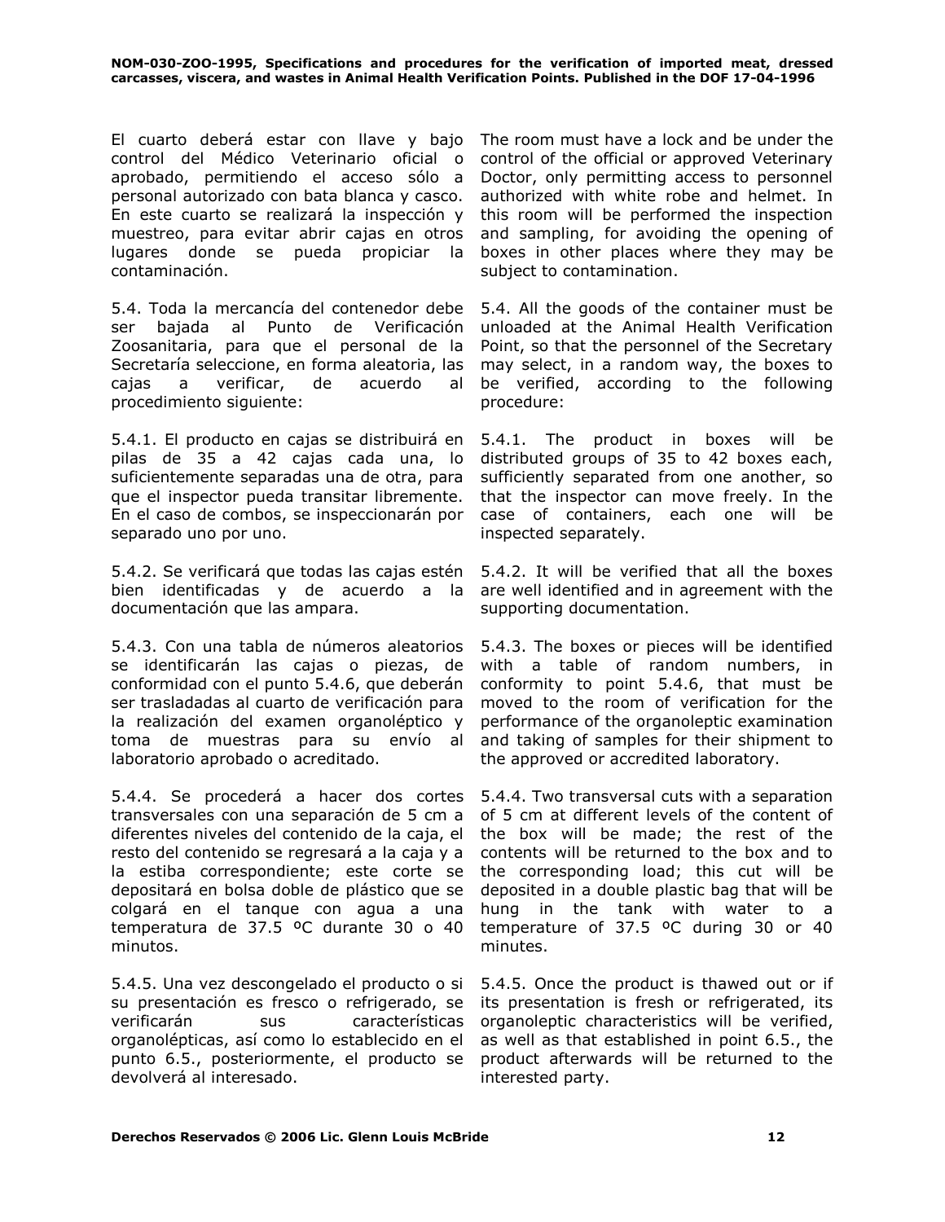El cuarto deberá estar con llave y bajo control del Médico Veterinario oficial o aprobado, permitiendo el acceso sólo a personal autorizado con bata blanca y casco. En este cuarto se realizará la inspección y muestreo, para evitar abrir cajas en otros lugares donde se pueda propiciar la contaminación.

The room must have a lock and be under the control of the official or approved Veterinary Doctor, only permitting access to personnel authorized with white robe and helmet. In this room will be performed the inspection and sampling, for avoiding the opening of boxes in other places where they may be subject to contamination.

5.4. Toda la mercancía del contenedor debe ser bajada al Punto de Verificación Zoosanitaria, para que el personal de la Secretaría seleccione, en forma aleatoria, las cajas a verificar, de acuerdo al procedimiento siguiente:

5.4. All the goods of the container must be unloaded at the Animal Health Verification Point, so that the personnel of the Secretary may select, in a random way, the boxes to be verified, according to the following procedure:

5.4.1. El producto en cajas se distribuirá en pilas de 35 a 42 cajas cada una, lo suficientemente separadas una de otra, para que el inspector pueda transitar libremente. En el caso de combos, se inspeccionarán por separado uno por uno.

5.4.1. The product in boxes will be distributed groups of 35 to 42 boxes each, sufficiently separated from one another, so that the inspector can move freely. In the case of containers, each one will be inspected separately.

5.4.2. Se verificará que todas las cajas estén bien identificadas y de acuerdo a la documentación que las ampara.

5.4.2. It will be verified that all the boxes are well identified and in agreement with the supporting documentation.

5.4.3. Con una tabla de números aleatorios se identificarán las cajas o piezas, de conformidad con el punto 5.4.6, que deberán ser trasladadas al cuarto de verificación para la realización del examen organoléptico y toma de muestras para su envío al laboratorio aprobado o acreditado.

5.4.3. The boxes or pieces will be identified with a table of random numbers, in conformity to point 5.4.6, that must be moved to the room of verification for the performance of the organoleptic examination and taking of samples for their shipment to the approved or accredited laboratory.

5.4.4. Se procederá a hacer dos cortes transversales con una separación de 5 cm a diferentes niveles del contenido de la caja, el resto del contenido se regresará a la caja y a la estiba correspondiente; este corte se depositará en bolsa doble de plástico que se colgará en el tanque con agua a una temperatura de 37.5 ºC durante 30 o 40 minutos.

5.4.4. Two transversal cuts with a separation of 5 cm at different levels of the content of the box will be made; the rest of the contents will be returned to the box and to the corresponding load; this cut will be deposited in a double plastic bag that will be hung in the tank with water to a temperature of 37.5 ºC during 30 or 40 minutes.

5.4.5. Una vez descongelado el producto o si su presentación es fresco o refrigerado, se verificarán sus características organolépticas, así como lo establecido en el punto 6.5., posteriormente, el producto se devolverá al interesado.

5.4.5. Once the product is thawed out or if its presentation is fresh or refrigerated, its organoleptic characteristics will be verified, as well as that established in point 6.5., the product afterwards will be returned to the interested party.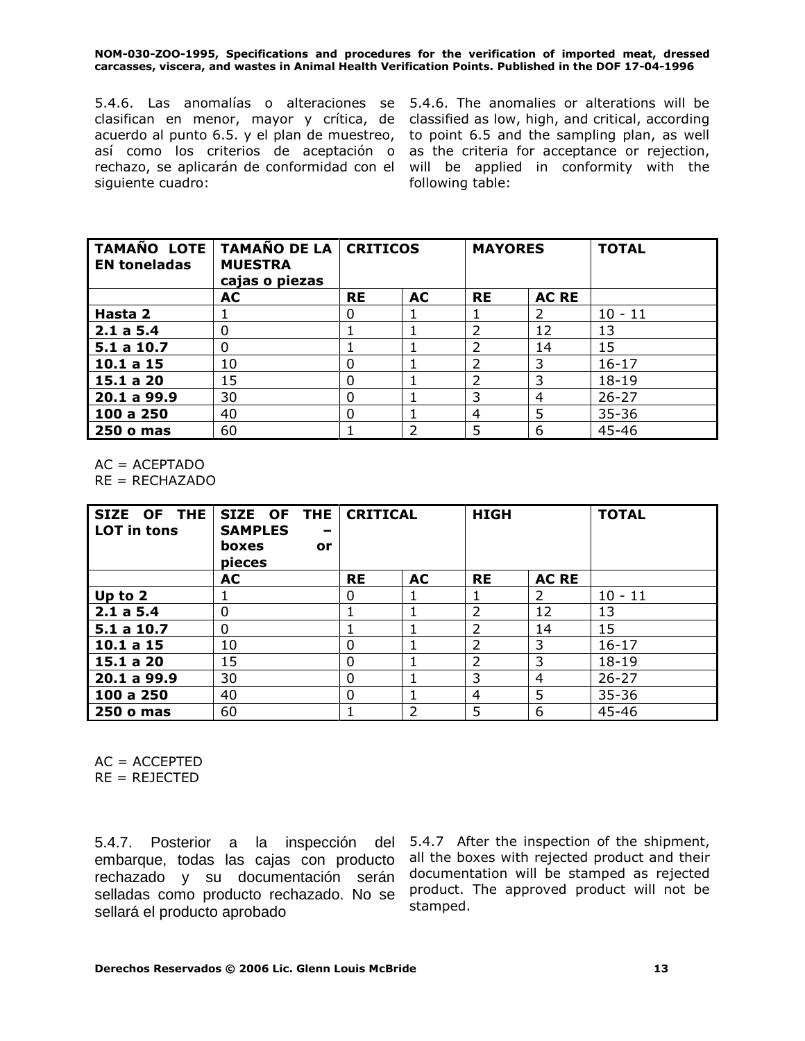5.4.6. Las anomalías o alteraciones se clasifican en menor, mayor y crítica, de acuerdo al punto 6.5. y el plan de muestreo, así como los criterios de aceptación o rechazo, se aplicarán de conformidad con el siguiente cuadro:

5.4.6. The anomalies or alterations will be classified as low, high, and critical, according to point 6.5 and the sampling plan, as well as the criteria for acceptance or rejection, will be applied in conformity with the following table:

| **TAMAÑO LOTE EN toneladas** | **TAMAÑO DE LA MUESTRA cajas o piezas** | **CRITICOS** | | **MAYORES** | | **TOTAL** |
|---|---|---|---|---|---|---|
| | **AC** | **RE** | **AC** | **RE** | **AC RE** | |
| **Hasta 2** | 1 | 0 | 1 | 1 | 2 | 10 - 11 |
| **2.1 a 5.4** | 0 | 1 | 1 | 2 | 12 | 13 |
| **5.1 a 10.7** | 0 | 1 | 1 | 2 | 14 | 15 |
| **10.1 a 15** | 10 | 0 | 1 | 2 | 3 | 16-17 |
| **15.1 a 20** | 15 | 0 | 1 | 2 | 3 | 18-19 |
| **20.1 a 99.9** | 30 | 0 | 1 | 3 | 4 | 26-27 |
| **100 a 250** | 40 | 0 | 1 | 4 | 5 | 35-36 |
| **250 o mas** | 60 | 1 | 2 | 5 | 6 | 45-46 |

AC = ACEPTADO
RE = RECHAZADO

| **SIZE OF THE LOT in tons** | **SIZE OF THE SAMPLES – boxes or pieces** | **CRITICAL** | | **HIGH** | | **TOTAL** |
|---|---|---|---|---|---|---|
| | **AC** | **RE** | **AC** | **RE** | **AC RE** | |
| **Up to 2** | 1 | 0 | 1 | 1 | 2 | 10 - 11 |
| **2.1 a 5.4** | 0 | 1 | 1 | 2 | 12 | 13 |
| **5.1 a 10.7** | 0 | 1 | 1 | 2 | 14 | 15 |
| **10.1 a 15** | 10 | 0 | 1 | 2 | 3 | 16-17 |
| **15.1 a 20** | 15 | 0 | 1 | 2 | 3 | 18-19 |
| **20.1 a 99.9** | 30 | 0 | 1 | 3 | 4 | 26-27 |
| **100 a 250** | 40 | 0 | 1 | 4 | 5 | 35-36 |
| **250 o mas** | 60 | 1 | 2 | 5 | 6 | 45-46 |

AC = ACCEPTED
RE = REJECTED

5.4.7. Posterior a la inspección del embarque, todas las cajas con producto rechazado y su documentación serán selladas como producto rechazado. No se sellará el producto aprobado

5.4.7 After the inspection of the shipment, all the boxes with rejected product and their documentation will be stamped as rejected product. The approved product will not be stamped.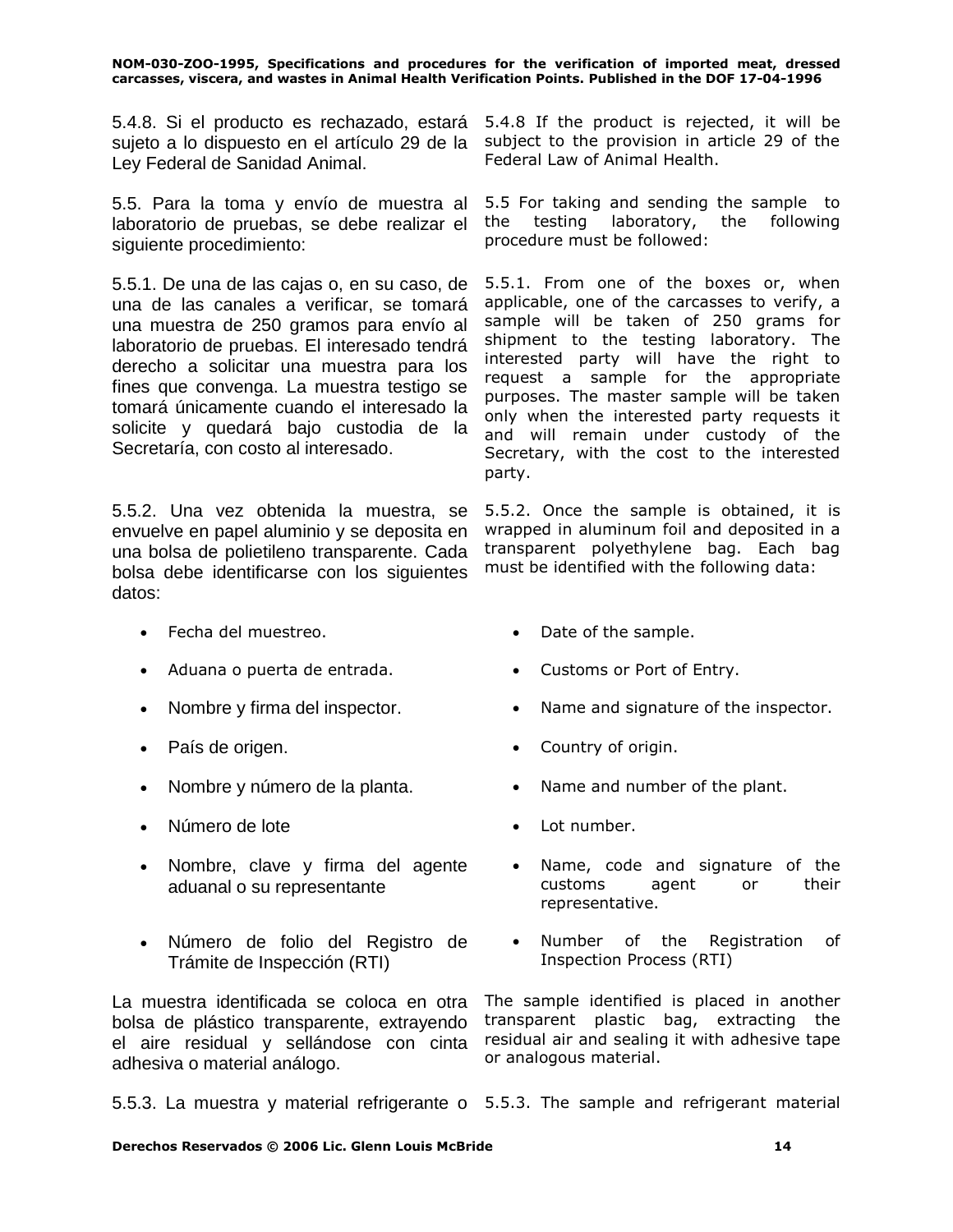5.4.8. Si el producto es rechazado, estará sujeto a lo dispuesto en el artículo 29 de la Ley Federal de Sanidad Animal.

5.4.8 If the product is rejected, it will be subject to the provision in article 29 of the Federal Law of Animal Health.

5.5. Para la toma y envío de muestra al laboratorio de pruebas, se debe realizar el siguiente procedimiento:

5.5 For taking and sending the sample to the testing laboratory, the following procedure must be followed:

5.5.1. De una de las cajas o, en su caso, de una de las canales a verificar, se tomará una muestra de 250 gramos para envío al laboratorio de pruebas. El interesado tendrá derecho a solicitar una muestra para los fines que convenga. La muestra testigo se tomará únicamente cuando el interesado la solicite y quedará bajo custodia de la Secretaría, con costo al interesado.

5.5.1. From one of the boxes or, when applicable, one of the carcasses to verify, a sample will be taken of 250 grams for shipment to the testing laboratory. The interested party will have the right to request a sample for the appropriate purposes. The master sample will be taken only when the interested party requests it and will remain under custody of the Secretary, with the cost to the interested party.

5.5.2. Una vez obtenida la muestra, se envuelve en papel aluminio y se deposita en una bolsa de polietileno transparente. Cada bolsa debe identificarse con los siguientes datos:

- Fecha del muestreo.
- Aduana o puerta de entrada.
- Nombre y firma del inspector.
- País de origen.
- Nombre y número de la planta.
- Número de lote
- Nombre, clave y firma del agente aduanal o su representante
- Número de folio del Registro de Trámite de Inspección (RTI)

La muestra identificada se coloca en otra bolsa de plástico transparente, extrayendo el aire residual y sellándose con cinta adhesiva o material análogo.

5.5.2. Once the sample is obtained, it is wrapped in aluminum foil and deposited in a transparent polyethylene bag. Each bag must be identified with the following data:

- Date of the sample.
- Customs or Port of Entry.
- Name and signature of the inspector.
- Country of origin.
- Name and number of the plant.
- Lot number.
- Name, code and signature of the customs agent or their representative.
- Number of the Registration of Inspection Process (RTI)

The sample identified is placed in another transparent plastic bag, extracting the residual air and sealing it with adhesive tape or analogous material.

5.5.3. La muestra y material refrigerante o

5.5.3. The sample and refrigerant material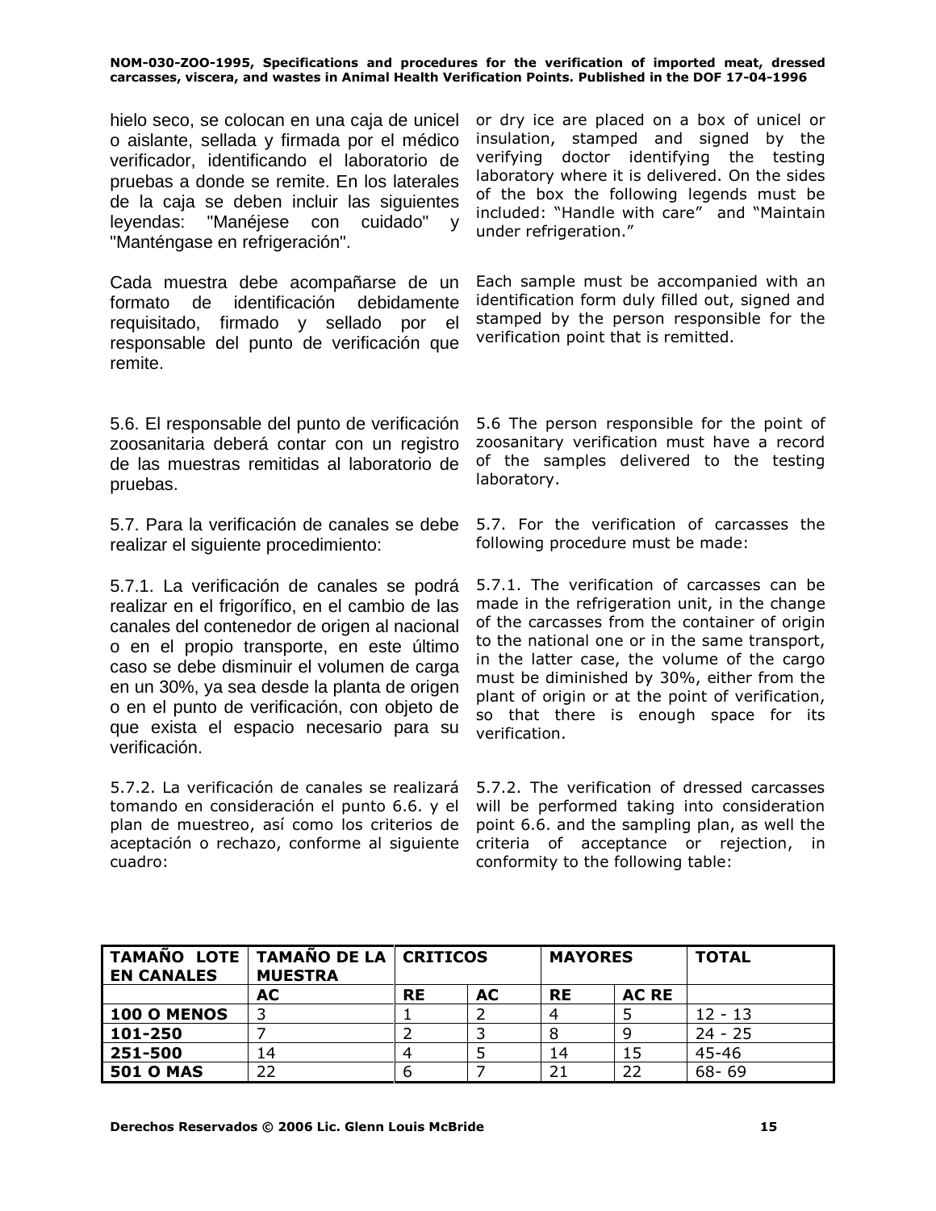hielo seco, se colocan en una caja de unicel o aislante, sellada y firmada por el médico verificador, identificando el laboratorio de pruebas a donde se remite. En los laterales de la caja se deben incluir las siguientes leyendas: "Manéjese con cuidado" y "Manténgase en refrigeración".

or dry ice are placed on a box of unicel or insulation, stamped and signed by the verifying doctor identifying the testing laboratory where it is delivered. On the sides of the box the following legends must be included: "Handle with care" and "Maintain under refrigeration."

Cada muestra debe acompañarse de un formato de identificación debidamente requisitado, firmado y sellado por el responsable del punto de verificación que remite.

Each sample must be accompanied with an identification form duly filled out, signed and stamped by the person responsible for the verification point that is remitted.

5.6. El responsable del punto de verificación zoosanitaria deberá contar con un registro de las muestras remitidas al laboratorio de pruebas.

5.6 The person responsible for the point of zoosanitary verification must have a record of the samples delivered to the testing laboratory.

5.7. Para la verificación de canales se debe realizar el siguiente procedimiento:

5.7. For the verification of carcasses the following procedure must be made:

5.7.1. La verificación de canales se podrá realizar en el frigorífico, en el cambio de las canales del contenedor de origen al nacional o en el propio transporte, en este último caso se debe disminuir el volumen de carga en un 30%, ya sea desde la planta de origen o en el punto de verificación, con objeto de que exista el espacio necesario para su verificación.

5.7.1. The verification of carcasses can be made in the refrigeration unit, in the change of the carcasses from the container of origin to the national one or in the same transport, in the latter case, the volume of the cargo must be diminished by 30%, either from the plant of origin or at the point of verification, so that there is enough space for its verification.

5.7.2. La verificación de canales se realizará tomando en consideración el punto 6.6. y el plan de muestreo, así como los criterios de aceptación o rechazo, conforme al siguiente cuadro:

5.7.2. The verification of dressed carcasses will be performed taking into consideration point 6.6. and the sampling plan, as well the criteria of acceptance or rejection, in conformity to the following table:

| TAMAÑO LOTE EN CANALES | TAMAÑO DE LA MUESTRA | CRITICOS | | MAYORES | | TOTAL |
|---|---|---|---|---|---|---|
| | AC | RE | AC | RE | AC RE | |
| 100 O MENOS | 3 | 1 | 2 | 4 | 5 | 12 - 13 |
| 101-250 | 7 | 2 | 3 | 8 | 9 | 24 - 25 |
| 251-500 | 14 | 4 | 5 | 14 | 15 | 45-46 |
| 501 O MAS | 22 | 6 | 7 | 21 | 22 | 68- 69 |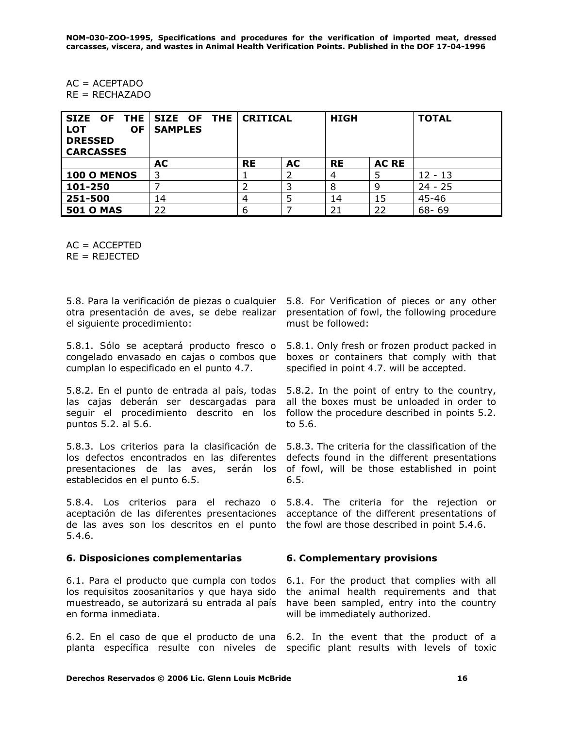AC = ACEPTADO
RE = RECHAZADO

| SIZE OF THE LOT OF DRESSED CARCASSES | SIZE OF THE SAMPLES | CRITICAL | | HIGH | | TOTAL |
|---|---|---|---|---|---|---|
| | AC | RE | AC | RE | AC RE | |
| **100 O MENOS** | 3 | 1 | 2 | 4 | 5 | 12 - 13 |
| **101-250** | 7 | 2 | 3 | 8 | 9 | 24 - 25 |
| **251-500** | 14 | 4 | 5 | 14 | 15 | 45-46 |
| **501 O MAS** | 22 | 6 | 7 | 21 | 22 | 68- 69 |

AC = ACCEPTED
RE = REJECTED

5.8. Para la verificación de piezas o cualquier otra presentación de aves, se debe realizar el siguiente procedimiento:

5.8. For Verification of pieces or any other presentation of fowl, the following procedure must be followed:

5.8.1. Sólo se aceptará producto fresco o congelado envasado en cajas o combos que cumplan lo especificado en el punto 4.7.

5.8.1. Only fresh or frozen product packed in boxes or containers that comply with that specified in point 4.7. will be accepted.

5.8.2. En el punto de entrada al país, todas las cajas deberán ser descargadas para seguir el procedimiento descrito en los puntos 5.2. al 5.6.

5.8.2. In the point of entry to the country, all the boxes must be unloaded in order to follow the procedure described in points 5.2. to 5.6.

5.8.3. Los criterios para la clasificación de los defectos encontrados en las diferentes presentaciones de las aves, serán los establecidos en el punto 6.5.

5.8.3. The criteria for the classification of the defects found in the different presentations of fowl, will be those established in point 6.5.

5.8.4. Los criterios para el rechazo o aceptación de las diferentes presentaciones de las aves son los descritos en el punto 5.4.6.

5.8.4. The criteria for the rejection or acceptance of the different presentations of the fowl are those described in point 5.4.6.

## 6. Disposiciones complementarias

## 6. Complementary provisions

6.1. Para el producto que cumpla con todos los requisitos zoosanitarios y que haya sido muestreado, se autorizará su entrada al país en forma inmediata.

6.1. For the product that complies with all the animal health requirements and that have been sampled, entry into the country will be immediately authorized.

6.2. En el caso de que el producto de una planta específica resulte con niveles de

6.2. In the event that the product of a specific plant results with levels of toxic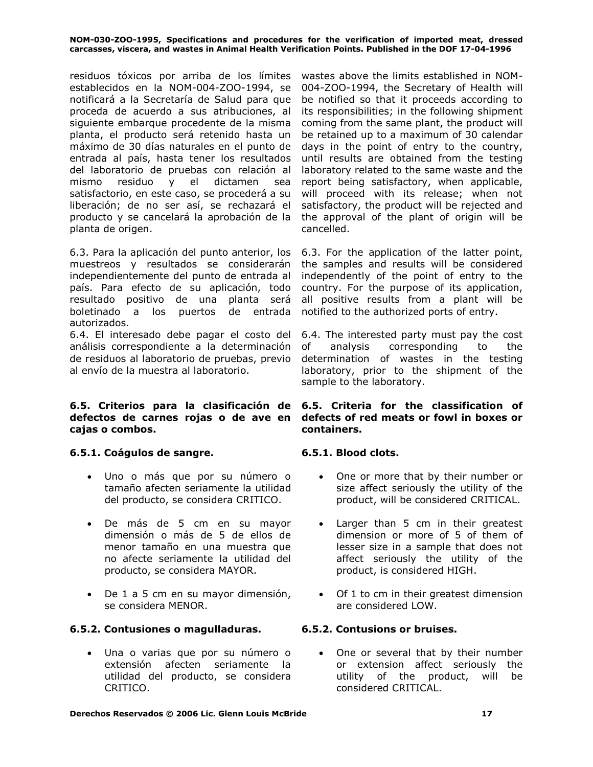| | |
|---|---|
| residuos tóxicos por arriba de los límites establecidos en la NOM-004-ZOO-1994, se notificará a la Secretaría de Salud para que proceda de acuerdo a sus atribuciones, al siguiente embarque procedente de la misma planta, el producto será retenido hasta un máximo de 30 días naturales en el punto de entrada al país, hasta tener los resultados del laboratorio de pruebas con relación al mismo residuo y el dictamen sea satisfactorio, en este caso, se procederá a su liberación; de no ser así, se rechazará el producto y se cancelará la aprobación de la planta de origen. | wastes above the limits established in NOM-004-ZOO-1994, the Secretary of Health will be notified so that it proceeds according to its responsibilities; in the following shipment coming from the same plant, the product will be retained up to a maximum of 30 calendar days in the point of entry to the country, until results are obtained from the testing laboratory related to the same waste and the report being satisfactory, when applicable, will proceed with its release; when not satisfactory, the product will be rejected and the approval of the plant of origin will be cancelled. |
| 6.3. Para la aplicación del punto anterior, los muestreos y resultados se considerarán independientemente del punto de entrada al país. Para efecto de su aplicación, todo resultado positivo de una planta será boletinado a los puertos de entrada autorizados. | 6.3. For the application of the latter point, the samples and results will be considered independently of the point of entry to the country. For the purpose of its application, all positive results from a plant will be notified to the authorized ports of entry. |
| 6.4. El interesado debe pagar el costo del análisis correspondiente a la determinación de residuos al laboratorio de pruebas, previo al envío de la muestra al laboratorio. | 6.4. The interested party must pay the cost of analysis corresponding to the determination of wastes in the testing laboratory, prior to the shipment of the sample to the laboratory. |
| **6.5. Criterios para la clasificación de defectos de carnes rojas o de ave en cajas o combos.** | **6.5. Criteria for the classification of defects of red meats or fowl in boxes or containers.** |
| **6.5.1. Coágulos de sangre.** | **6.5.1. Blood clots.** |
| • Uno o más que por su número o tamaño afecten seriamente la utilidad del producto, se considera CRITICO. | • One or more that by their number or size affect seriously the utility of the product, will be considered CRITICAL. |
| • De más de 5 cm en su mayor dimensión o más de 5 de ellos de menor tamaño en una muestra que no afecte seriamente la utilidad del producto, se considera MAYOR. | • Larger than 5 cm in their greatest dimension or more of 5 of them of lesser size in a sample that does not affect seriously the utility of the product, is considered HIGH. |
| • De 1 a 5 cm en su mayor dimensión, se considera MENOR. | • Of 1 to cm in their greatest dimension are considered LOW. |
| **6.5.2. Contusiones o magulladuras.** | **6.5.2. Contusions or bruises.** |
| • Una o varias que por su número o extensión afecten seriamente la utilidad del producto, se considera CRITICO. | • One or several that by their number or extension affect seriously the utility of the product, will be considered CRITICAL. |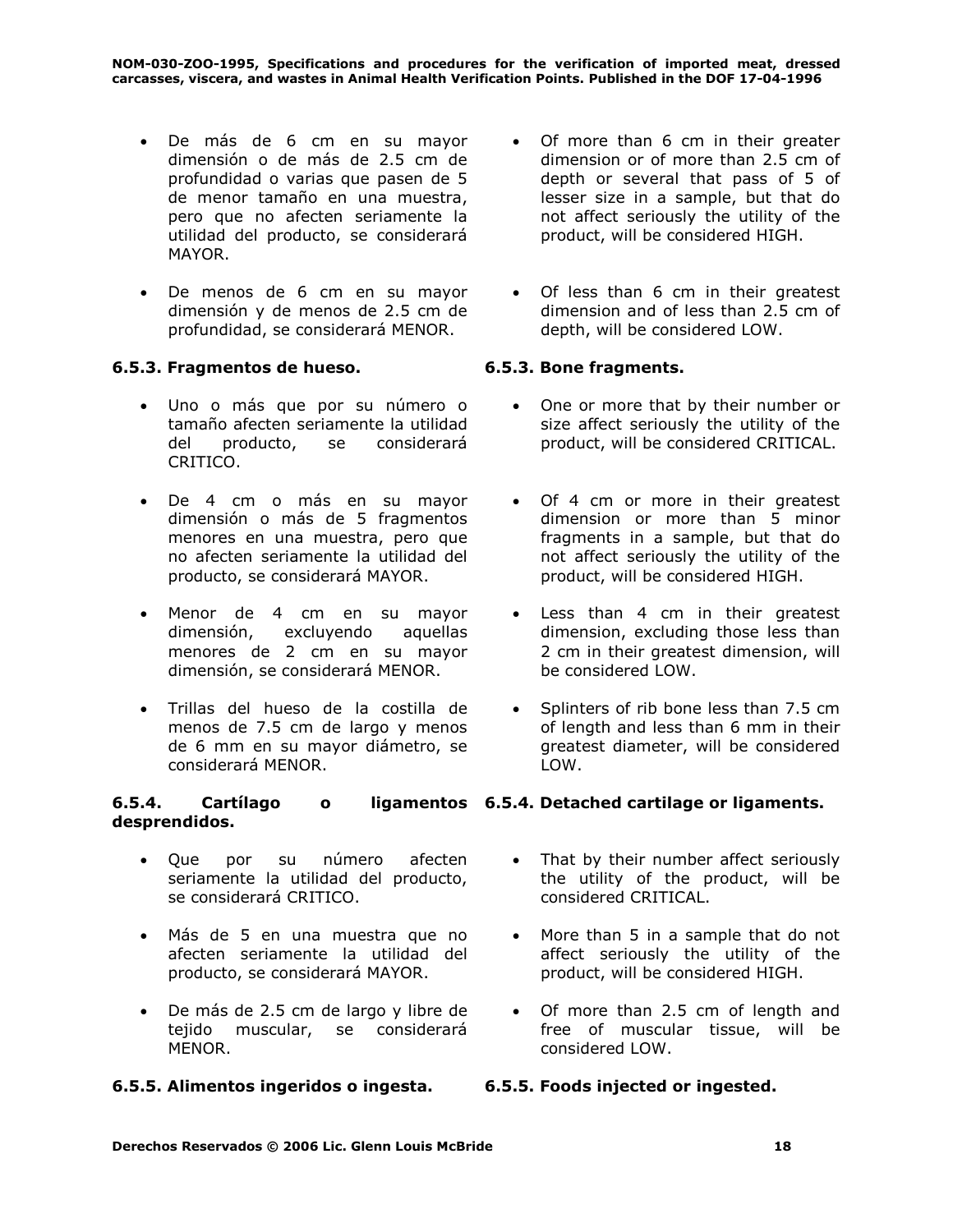- De más de 6 cm en su mayor dimensión o de más de 2.5 cm de profundidad o varias que pasen de 5 de menor tamaño en una muestra, pero que no afecten seriamente la utilidad del producto, se considerará MAYOR.

- Of more than 6 cm in their greater dimension or of more than 2.5 cm of depth or several that pass of 5 of lesser size in a sample, but that do not affect seriously the utility of the product, will be considered HIGH.

- De menos de 6 cm en su mayor dimensión y de menos de 2.5 cm de profundidad, se considerará MENOR.

- Of less than 6 cm in their greatest dimension and of less than 2.5 cm of depth, will be considered LOW.

### 6.5.3. Fragmentos de hueso.

### 6.5.3. Bone fragments.

- Uno o más que por su número o tamaño afecten seriamente la utilidad del producto, se considerará CRITICO.

- One or more that by their number or size affect seriously the utility of the product, will be considered CRITICAL.

- De 4 cm o más en su mayor dimensión o más de 5 fragmentos menores en una muestra, pero que no afecten seriamente la utilidad del producto, se considerará MAYOR.

- Of 4 cm or more in their greatest dimension or more than 5 minor fragments in a sample, but that do not affect seriously the utility of the product, will be considered HIGH.

- Menor de 4 cm en su mayor dimensión, excluyendo aquellas menores de 2 cm en su mayor dimensión, se considerará MENOR.

- Less than 4 cm in their greatest dimension, excluding those less than 2 cm in their greatest dimension, will be considered LOW.

- Trillas del hueso de la costilla de menos de 7.5 cm de largo y menos de 6 mm en su mayor diámetro, se considerará MENOR.

- Splinters of rib bone less than 7.5 cm of length and less than 6 mm in their greatest diameter, will be considered LOW.

### 6.5.4. Cartílago o ligamentos desprendidos.

### 6.5.4. Detached cartilage or ligaments.

- Que por su número afecten seriamente la utilidad del producto, se considerará CRITICO.

- That by their number affect seriously the utility of the product, will be considered CRITICAL.

- Más de 5 en una muestra que no afecten seriamente la utilidad del producto, se considerará MAYOR.

- More than 5 in a sample that do not affect seriously the utility of the product, will be considered HIGH.

- De más de 2.5 cm de largo y libre de tejido muscular, se considerará MENOR.

- Of more than 2.5 cm of length and free of muscular tissue, will be considered LOW.

### 6.5.5. Alimentos ingeridos o ingesta.

### 6.5.5. Foods injected or ingested.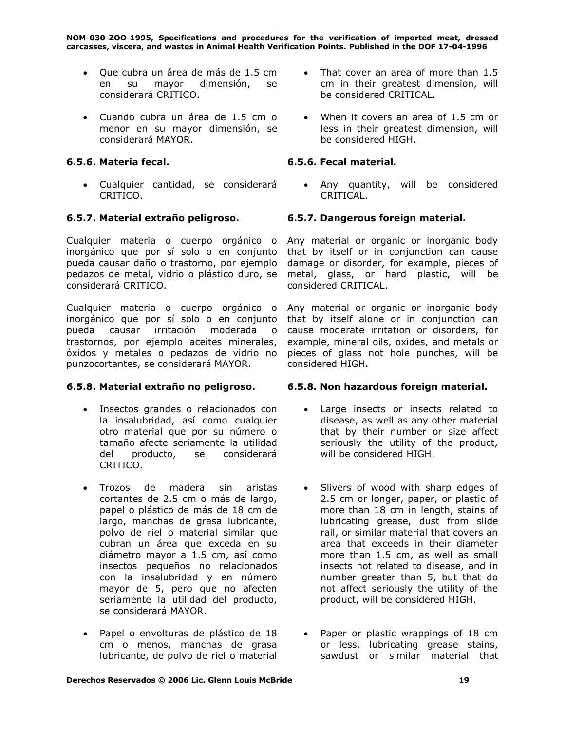- Que cubra un área de más de 1.5 cm en su mayor dimensión, se considerará CRITICO.
- Cuando cubra un área de 1.5 cm o menor en su mayor dimensión, se considerará MAYOR.

- That cover an area of more than 1.5 cm in their greatest dimension, will be considered CRITICAL.
- When it covers an area of 1.5 cm or less in their greatest dimension, will be considered HIGH.

### 6.5.6. Materia fecal.

- Cualquier cantidad, se considerará CRITICO.

### 6.5.6. Fecal material.

- Any quantity, will be considered CRITICAL.

### 6.5.7. Material extraño peligroso.

Cualquier materia o cuerpo orgánico o inorgánico que por sí solo o en conjunto pueda causar daño o trastorno, por ejemplo pedazos de metal, vidrio o plástico duro, se considerará CRITICO.

Cualquier materia o cuerpo orgánico o inorgánico que por sí solo o en conjunto pueda causar irritación moderada o trastornos, por ejemplo aceites minerales, óxidos y metales o pedazos de vidrio no punzocortantes, se considerará MAYOR.

### 6.5.7. Dangerous foreign material.

Any material or organic or inorganic body that by itself or in conjunction can cause damage or disorder, for example, pieces of metal, glass, or hard plastic, will be considered CRITICAL.

Any material or organic or inorganic body that by itself alone or in conjunction can cause moderate irritation or disorders, for example, mineral oils, oxides, and metals or pieces of glass not hole punches, will be considered HIGH.

### 6.5.8. Material extraño no peligroso.

- Insectos grandes o relacionados con la insalubridad, así como cualquier otro material que por su número o tamaño afecte seriamente la utilidad del producto, se considerará CRITICO.
- Trozos de madera sin aristas cortantes de 2.5 cm o más de largo, papel o plástico de más de 18 cm de largo, manchas de grasa lubricante, polvo de riel o material similar que cubran un área que exceda en su diámetro mayor a 1.5 cm, así como insectos pequeños no relacionados con la insalubridad y en número mayor de 5, pero que no afecten seriamente la utilidad del producto, se considerará MAYOR.
- Papel o envolturas de plástico de 18 cm o menos, manchas de grasa lubricante, de polvo de riel o material

### 6.5.8. Non hazardous foreign material.

- Large insects or insects related to disease, as well as any other material that by their number or size affect seriously the utility of the product, will be considered HIGH.
- Slivers of wood with sharp edges of 2.5 cm or longer, paper, or plastic of more than 18 cm in length, stains of lubricating grease, dust from slide rail, or similar material that covers an area that exceeds in their diameter more than 1.5 cm, as well as small insects not related to disease, and in number greater than 5, but that do not affect seriously the utility of the product, will be considered HIGH.
- Paper or plastic wrappings of 18 cm or less, lubricating grease stains, sawdust or similar material that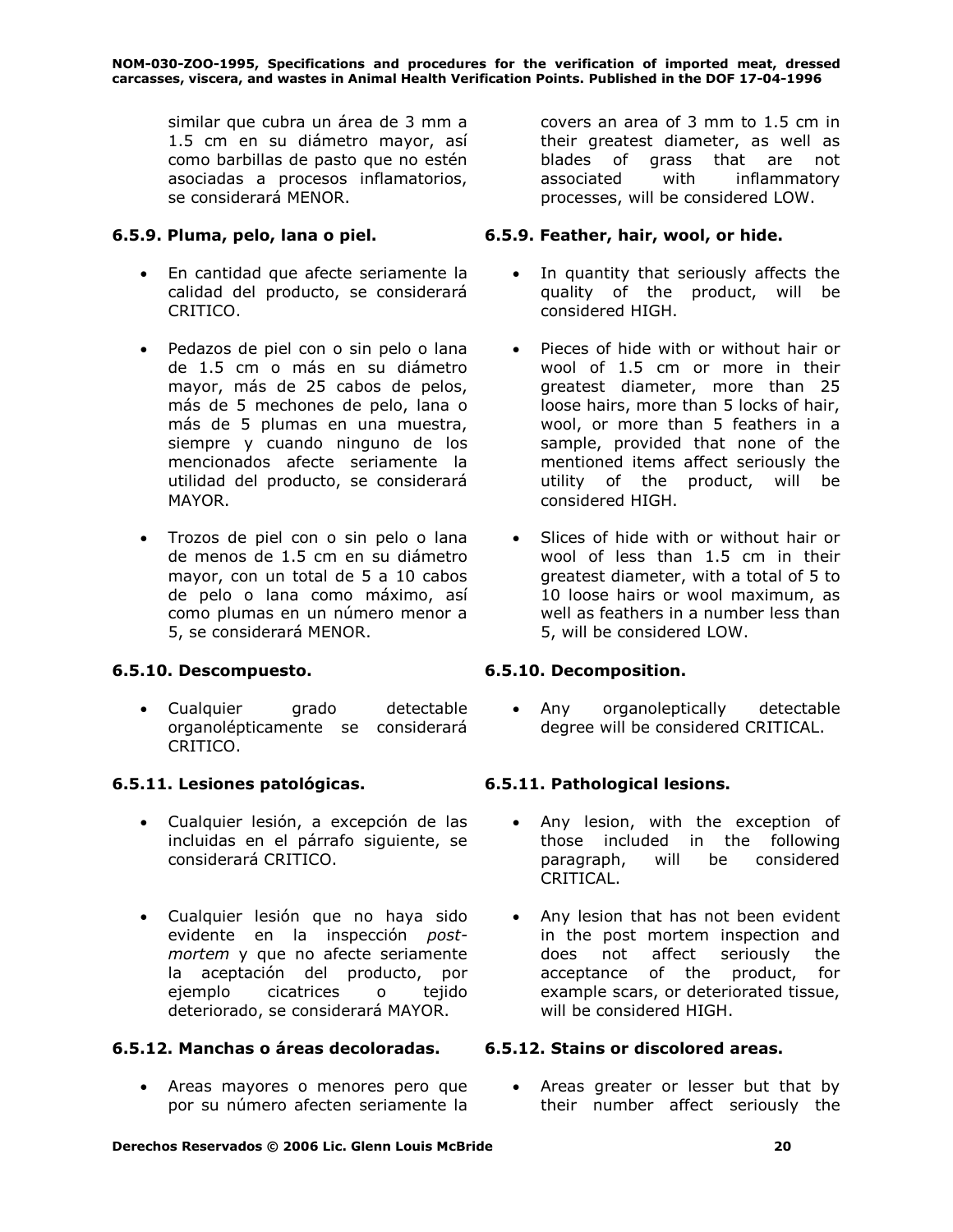similar que cubra un área de 3 mm a 1.5 cm en su diámetro mayor, así como barbillas de pasto que no estén asociadas a procesos inflamatorios, se considerará MENOR.

covers an area of 3 mm to 1.5 cm in their greatest diameter, as well as blades of grass that are not associated with inflammatory processes, will be considered LOW.

### 6.5.9. Pluma, pelo, lana o piel.

- En cantidad que afecte seriamente la calidad del producto, se considerará CRITICO.
- Pedazos de piel con o sin pelo o lana de 1.5 cm o más en su diámetro mayor, más de 25 cabos de pelos, más de 5 mechones de pelo, lana o más de 5 plumas en una muestra, siempre y cuando ninguno de los mencionados afecte seriamente la utilidad del producto, se considerará MAYOR.
- Trozos de piel con o sin pelo o lana de menos de 1.5 cm en su diámetro mayor, con un total de 5 a 10 cabos de pelo o lana como máximo, así como plumas en un número menor a 5, se considerará MENOR.

### 6.5.9. Feather, hair, wool, or hide.

- In quantity that seriously affects the quality of the product, will be considered HIGH.
- Pieces of hide with or without hair or wool of 1.5 cm or more in their greatest diameter, more than 25 loose hairs, more than 5 locks of hair, wool, or more than 5 feathers in a sample, provided that none of the mentioned items affect seriously the utility of the product, will be considered HIGH.
- Slices of hide with or without hair or wool of less than 1.5 cm in their greatest diameter, with a total of 5 to 10 loose hairs or wool maximum, as well as feathers in a number less than 5, will be considered LOW.

### 6.5.10. Descompuesto.

- Cualquier grado detectable organolépticamente se considerará CRITICO.

### 6.5.10. Decomposition.

- Any organoleptically detectable degree will be considered CRITICAL.

### 6.5.11. Lesiones patológicas.

- Cualquier lesión, a excepción de las incluidas en el párrafo siguiente, se considerará CRITICO.
- Cualquier lesión que no haya sido evidente en la inspección *post-mortem* y que no afecte seriamente la aceptación del producto, por ejemplo cicatrices o tejido deteriorado, se considerará MAYOR.

### 6.5.11. Pathological lesions.

- Any lesion, with the exception of those included in the following paragraph, will be considered CRITICAL.
- Any lesion that has not been evident in the post mortem inspection and does not affect seriously the acceptance of the product, for example scars, or deteriorated tissue, will be considered HIGH.

### 6.5.12. Manchas o áreas decoloradas.

- Areas mayores o menores pero que por su número afecten seriamente la

### 6.5.12. Stains or discolored areas.

- Areas greater or lesser but that by their number affect seriously the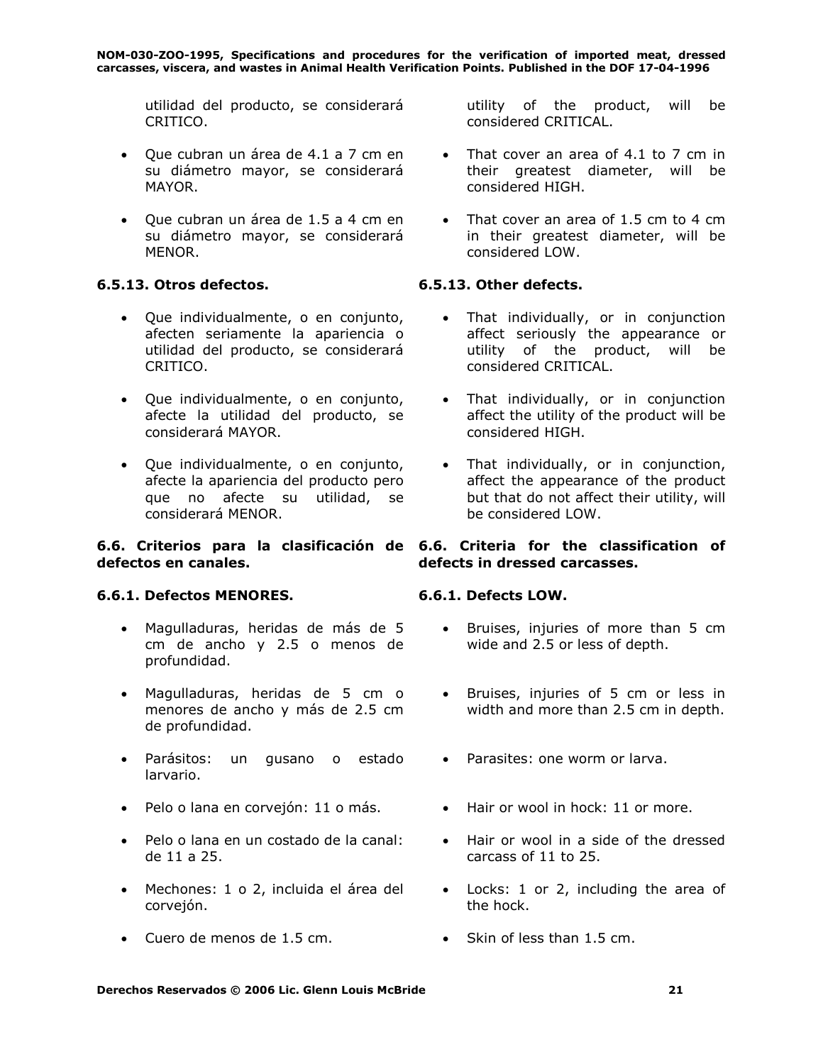utilidad del producto, se considerará CRITICO.

- Que cubran un área de 4.1 a 7 cm en su diámetro mayor, se considerará MAYOR.
- Que cubran un área de 1.5 a 4 cm en su diámetro mayor, se considerará MENOR.

utility of the product, will be considered CRITICAL.

- That cover an area of 4.1 to 7 cm in their greatest diameter, will be considered HIGH.
- That cover an area of 1.5 cm to 4 cm in their greatest diameter, will be considered LOW.

### 6.5.13. Otros defectos.

- Que individualmente, o en conjunto, afecten seriamente la apariencia o utilidad del producto, se considerará CRITICO.
- Que individualmente, o en conjunto, afecte la utilidad del producto, se considerará MAYOR.
- Que individualmente, o en conjunto, afecte la apariencia del producto pero que no afecte su utilidad, se considerará MENOR.

### 6.5.13. Other defects.

- That individually, or in conjunction affect seriously the appearance or utility of the product, will be considered CRITICAL.
- That individually, or in conjunction affect the utility of the product will be considered HIGH.
- That individually, or in conjunction, affect the appearance of the product but that do not affect their utility, will be considered LOW.

### 6.6. Criterios para la clasificación de defectos en canales.

### 6.6.1. Defectos MENORES.

- Magulladuras, heridas de más de 5 cm de ancho y 2.5 o menos de profundidad.
- Magulladuras, heridas de 5 cm o menores de ancho y más de 2.5 cm de profundidad.
- Parásitos: un gusano o estado larvario.
- Pelo o lana en corvejón: 11 o más.
- Pelo o lana en un costado de la canal: de 11 a 25.
- Mechones: 1 o 2, incluida el área del corvejón.
- Cuero de menos de 1.5 cm.

### 6.6. Criteria for the classification of defects in dressed carcasses.

### 6.6.1. Defects LOW.

- Bruises, injuries of more than 5 cm wide and 2.5 or less of depth.
- Bruises, injuries of 5 cm or less in width and more than 2.5 cm in depth.
- Parasites: one worm or larva.
- Hair or wool in hock: 11 or more.
- Hair or wool in a side of the dressed carcass of 11 to 25.
- Locks: 1 or 2, including the area of the hock.
- Skin of less than 1.5 cm.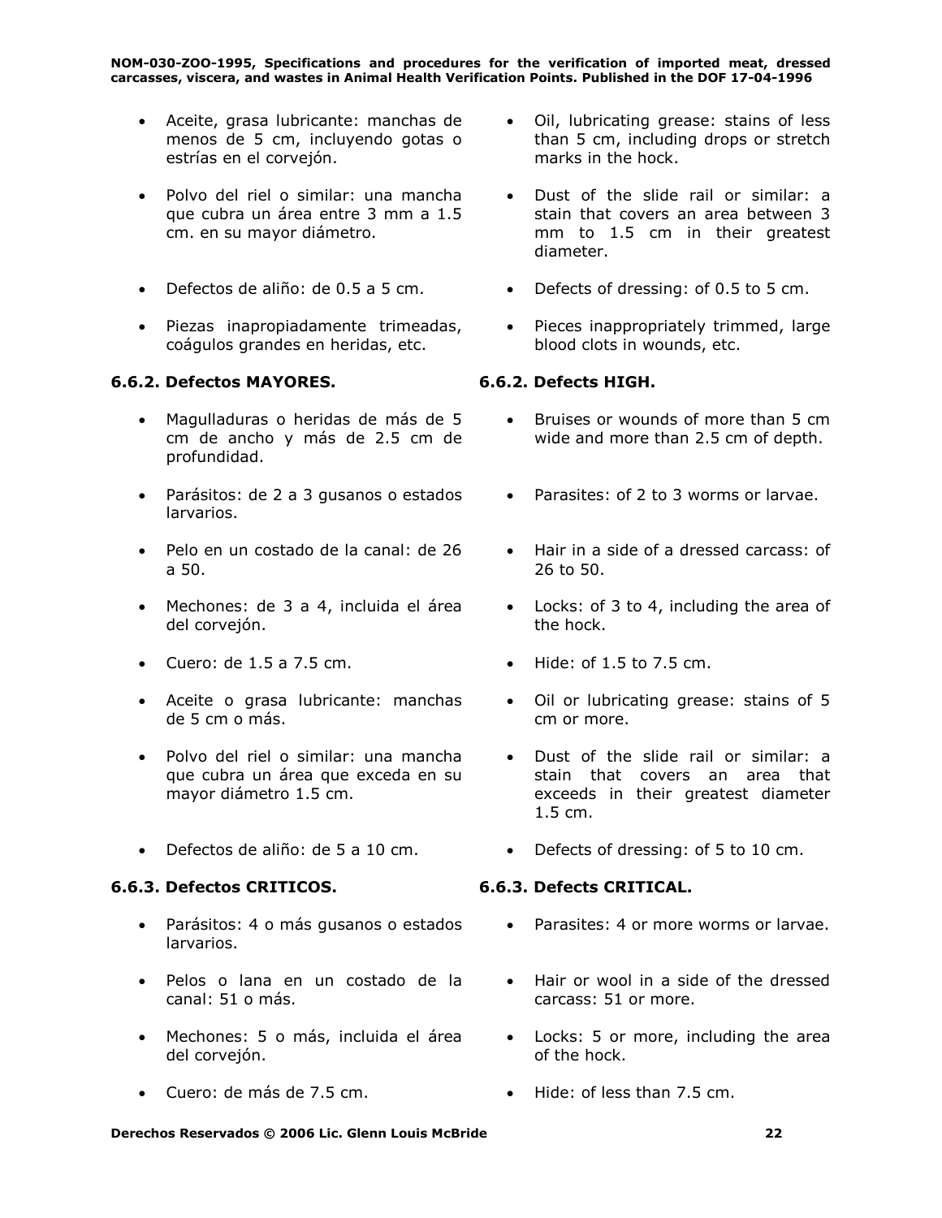- Aceite, grasa lubricante: manchas de menos de 5 cm, incluyendo gotas o estrías en el corvejón.
- Polvo del riel o similar: una mancha que cubra un área entre 3 mm a 1.5 cm. en su mayor diámetro.
- Defectos de aliño: de 0.5 a 5 cm.
- Piezas inapropiadamente trimeadas, coágulos grandes en heridas, etc.

- Oil, lubricating grease: stains of less than 5 cm, including drops or stretch marks in the hock.
- Dust of the slide rail or similar: a stain that covers an area between 3 mm to 1.5 cm in their greatest diameter.
- Defects of dressing: of 0.5 to 5 cm.
- Pieces inappropriately trimmed, large blood clots in wounds, etc.

### 6.6.2. Defectos MAYORES.

- Magulladuras o heridas de más de 5 cm de ancho y más de 2.5 cm de profundidad.
- Parásitos: de 2 a 3 gusanos o estados larvarios.
- Pelo en un costado de la canal: de 26 a 50.
- Mechones: de 3 a 4, incluida el área del corvejón.
- Cuero: de 1.5 a 7.5 cm.
- Aceite o grasa lubricante: manchas de 5 cm o más.
- Polvo del riel o similar: una mancha que cubra un área que exceda en su mayor diámetro 1.5 cm.
- Defectos de aliño: de 5 a 10 cm.

### 6.6.2. Defects HIGH.

- Bruises or wounds of more than 5 cm wide and more than 2.5 cm of depth.
- Parasites: of 2 to 3 worms or larvae.
- Hair in a side of a dressed carcass: of 26 to 50.
- Locks: of 3 to 4, including the area of the hock.
- Hide: of 1.5 to 7.5 cm.
- Oil or lubricating grease: stains of 5 cm or more.
- Dust of the slide rail or similar: a stain that covers an area that exceeds in their greatest diameter 1.5 cm.
- Defects of dressing: of 5 to 10 cm.

### 6.6.3. Defectos CRITICOS.

- Parásitos: 4 o más gusanos o estados larvarios.
- Pelos o lana en un costado de la canal: 51 o más.
- Mechones: 5 o más, incluida el área del corvejón.
- Cuero: de más de 7.5 cm.

### 6.6.3. Defects CRITICAL.

- Parasites: 4 or more worms or larvae.
- Hair or wool in a side of the dressed carcass: 51 or more.
- Locks: 5 or more, including the area of the hock.
- Hide: of less than 7.5 cm.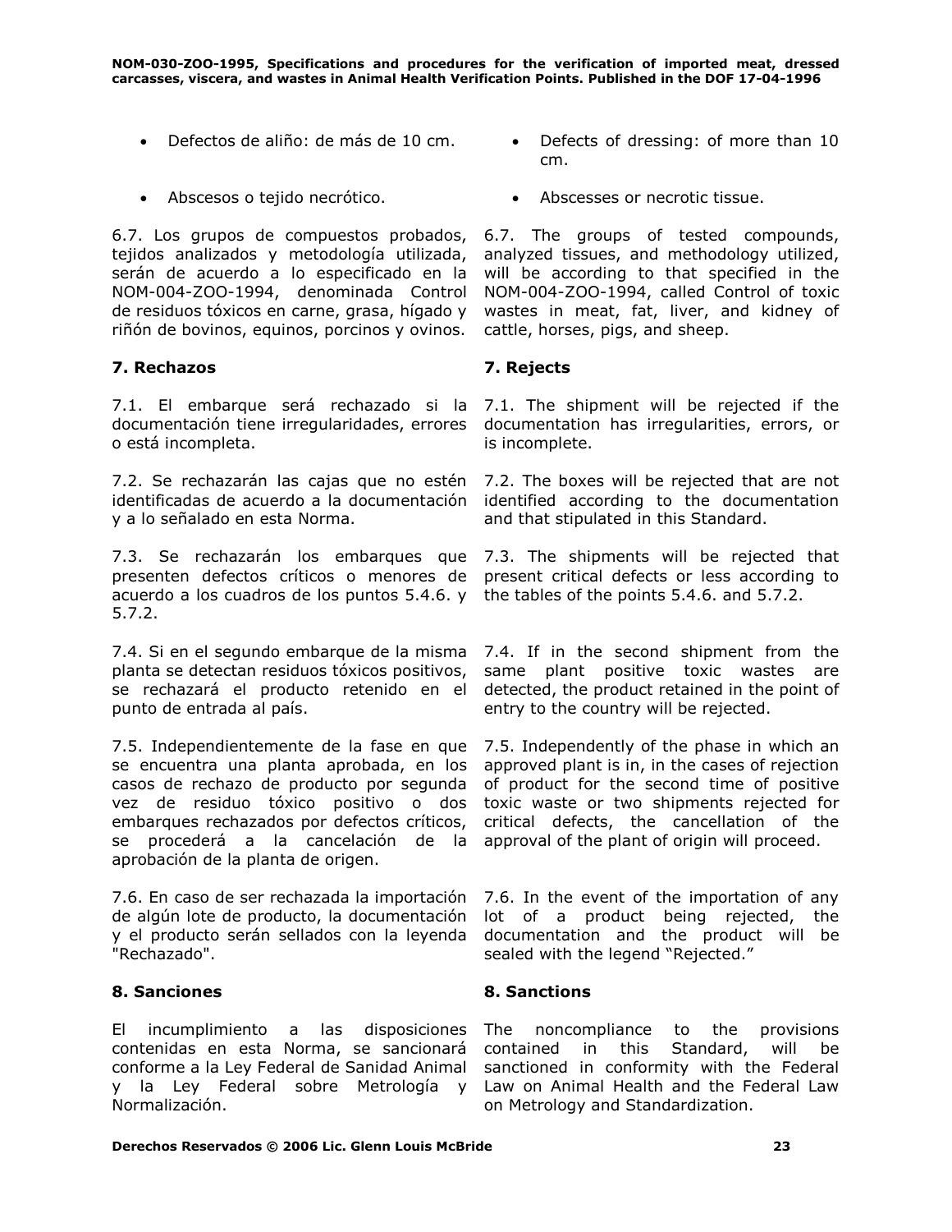| | |
|---|---|
| • Defectos de aliño: de más de 10 cm. | • Defects of dressing: of more than 10 cm. |
| • Abscesos o tejido necrótico. | • Abscesses or necrotic tissue. |
| 6.7. Los grupos de compuestos probados, tejidos analizados y metodología utilizada, serán de acuerdo a lo especificado en la NOM-004-ZOO-1994, denominada Control de residuos tóxicos en carne, grasa, hígado y riñón de bovinos, equinos, porcinos y ovinos. | 6.7. The groups of tested compounds, analyzed tissues, and methodology utilized, will be according to that specified in the NOM-004-ZOO-1994, called Control of toxic wastes in meat, fat, liver, and kidney of cattle, horses, pigs, and sheep. |
| **7. Rechazos** | **7. Rejects** |
| 7.1. El embarque será rechazado si la documentación tiene irregularidades, errores o está incompleta. | 7.1. The shipment will be rejected if the documentation has irregularities, errors, or is incomplete. |
| 7.2. Se rechazarán las cajas que no estén identificadas de acuerdo a la documentación y a lo señalado en esta Norma. | 7.2. The boxes will be rejected that are not identified according to the documentation and that stipulated in this Standard. |
| 7.3. Se rechazarán los embarques que presenten defectos críticos o menores de acuerdo a los cuadros de los puntos 5.4.6. y 5.7.2. | 7.3. The shipments will be rejected that present critical defects or less according to the tables of the points 5.4.6. and 5.7.2. |
| 7.4. Si en el segundo embarque de la misma planta se detectan residuos tóxicos positivos, se rechazará el producto retenido en el punto de entrada al país. | 7.4. If in the second shipment from the same plant positive toxic wastes are detected, the product retained in the point of entry to the country will be rejected. |
| 7.5. Independientemente de la fase en que se encuentra una planta aprobada, en los casos de rechazo de producto por segunda vez de residuo tóxico positivo o dos embarques rechazados por defectos críticos, se procederá a la cancelación de la aprobación de la planta de origen. | 7.5. Independently of the phase in which an approved plant is in, in the cases of rejection of product for the second time of positive toxic waste or two shipments rejected for critical defects, the cancellation of the approval of the plant of origin will proceed. |
| 7.6. En caso de ser rechazada la importación de algún lote de producto, la documentación y el producto serán sellados con la leyenda "Rechazado". | 7.6. In the event of the importation of any lot of a product being rejected, the documentation and the product will be sealed with the legend "Rejected." |
| **8. Sanciones** | **8. Sanctions** |
| El incumplimiento a las disposiciones contenidas en esta Norma, se sancionará conforme a la Ley Federal de Sanidad Animal y la Ley Federal sobre Metrología y Normalización. | The noncompliance to the provisions contained in this Standard, will be sanctioned in conformity with the Federal Law on Animal Health and the Federal Law on Metrology and Standardization. |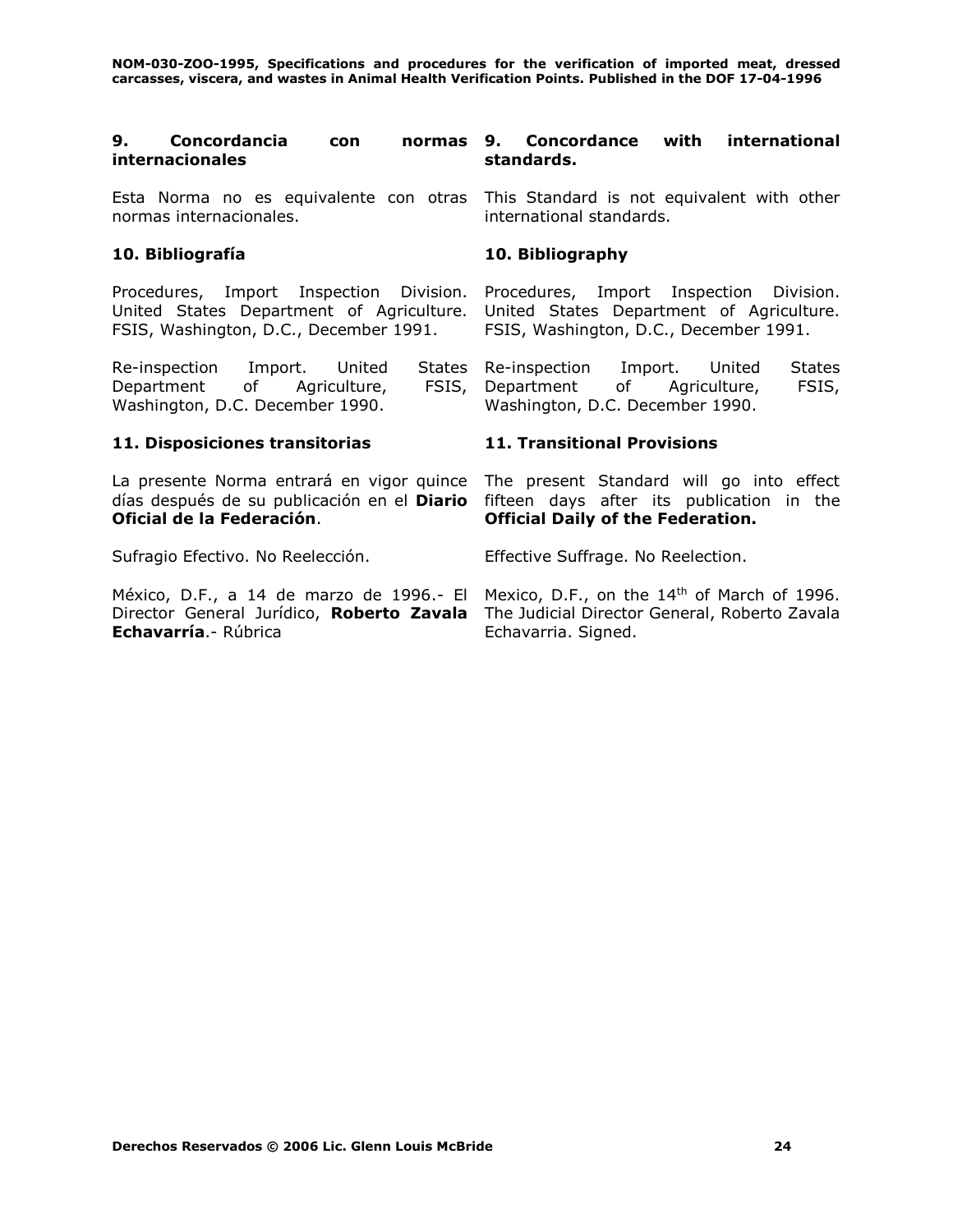## 9. Concordancia con normas internacionales

Esta Norma no es equivalente con otras normas internacionales.

## 9. Concordance with international standards.

This Standard is not equivalent with other international standards.

## 10. Bibliografía

Procedures, Import Inspection Division. United States Department of Agriculture. FSIS, Washington, D.C., December 1991.

Re-inspection Import. United States Department of Agriculture, FSIS, Washington, D.C. December 1990.

## 10. Bibliography

Procedures, Import Inspection Division. United States Department of Agriculture. FSIS, Washington, D.C., December 1991.

Re-inspection Import. United States Department of Agriculture, FSIS, Washington, D.C. December 1990.

## 11. Disposiciones transitorias

La presente Norma entrará en vigor quince días después de su publicación en el **Diario Oficial de la Federación**.

Sufragio Efectivo. No Reelección.

México, D.F., a 14 de marzo de 1996.- El Director General Jurídico, **Roberto Zavala Echavarría**.- Rúbrica

## 11. Transitional Provisions

The present Standard will go into effect fifteen days after its publication in the **Official Daily of the Federation.**

Effective Suffrage. No Reelection.

Mexico, D.F., on the 14th of March of 1996. The Judicial Director General, Roberto Zavala Echavarria. Signed.